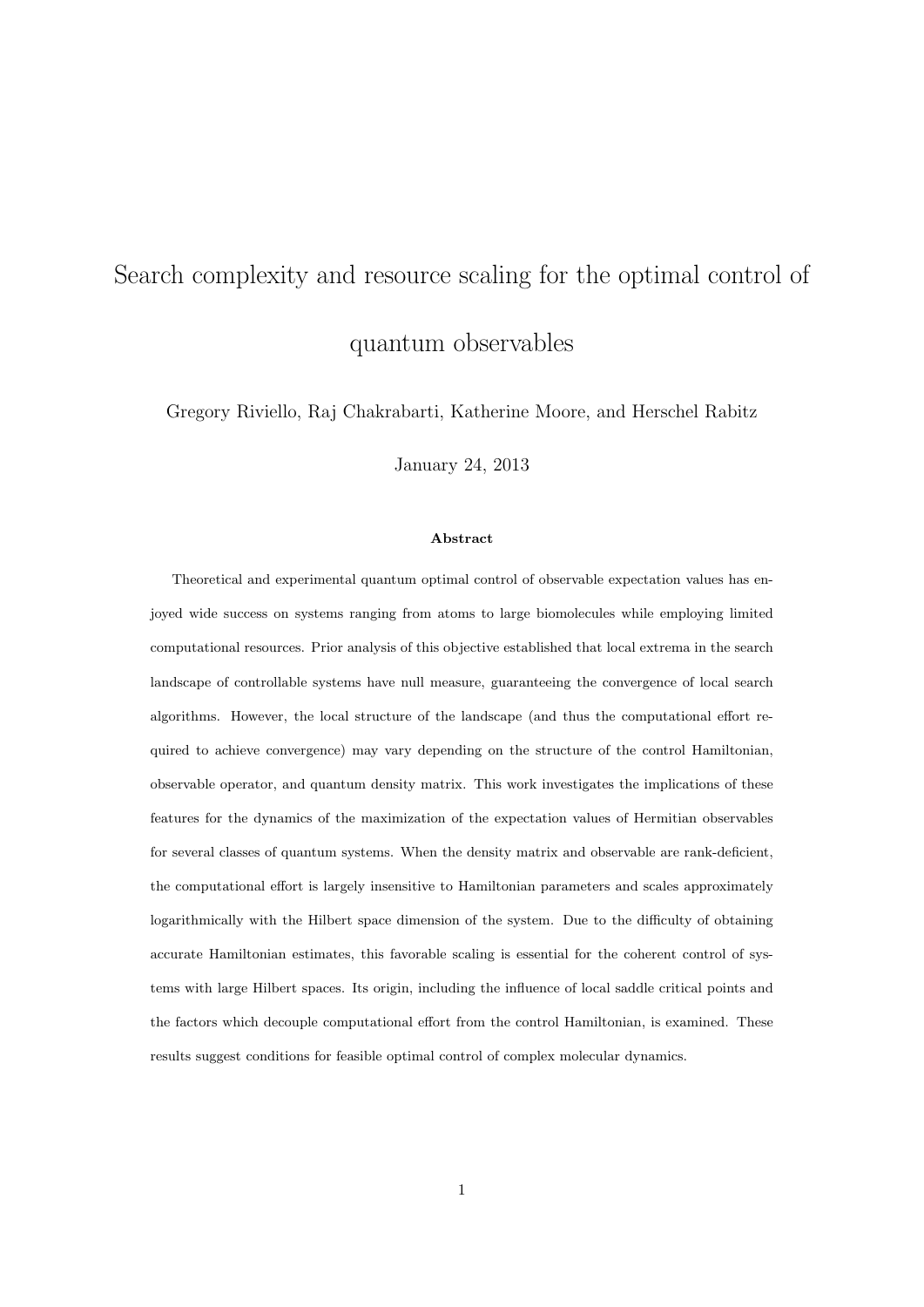# Search complexity and resource scaling for the optimal control of quantum observables

Gregory Riviello, Raj Chakrabarti, Katherine Moore, and Herschel Rabitz

January 24, 2013

### Abstract

Theoretical and experimental quantum optimal control of observable expectation values has enjoyed wide success on systems ranging from atoms to large biomolecules while employing limited computational resources. Prior analysis of this objective established that local extrema in the search landscape of controllable systems have null measure, guaranteeing the convergence of local search algorithms. However, the local structure of the landscape (and thus the computational effort required to achieve convergence) may vary depending on the structure of the control Hamiltonian, observable operator, and quantum density matrix. This work investigates the implications of these features for the dynamics of the maximization of the expectation values of Hermitian observables for several classes of quantum systems. When the density matrix and observable are rank-deficient, the computational effort is largely insensitive to Hamiltonian parameters and scales approximately logarithmically with the Hilbert space dimension of the system. Due to the difficulty of obtaining accurate Hamiltonian estimates, this favorable scaling is essential for the coherent control of systems with large Hilbert spaces. Its origin, including the influence of local saddle critical points and the factors which decouple computational effort from the control Hamiltonian, is examined. These results suggest conditions for feasible optimal control of complex molecular dynamics.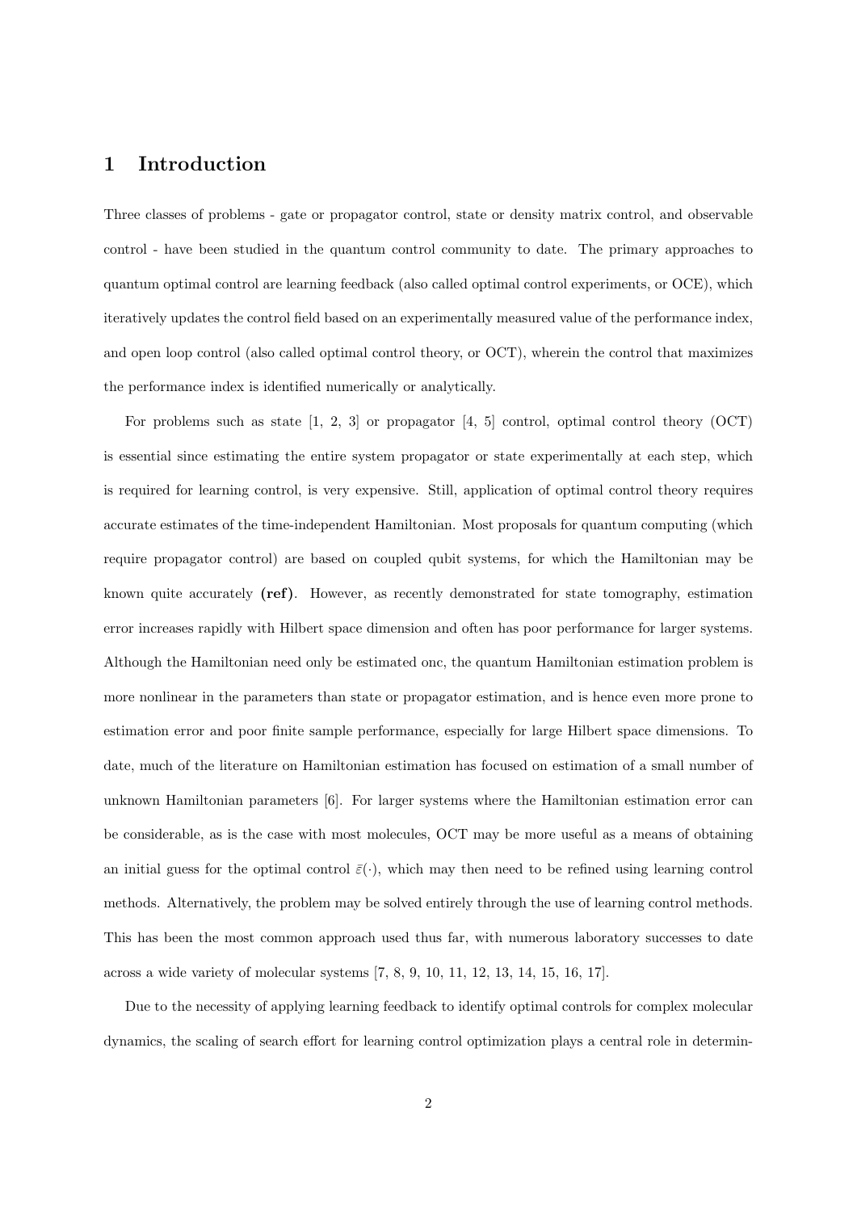# 1 Introduction

Three classes of problems - gate or propagator control, state or density matrix control, and observable control - have been studied in the quantum control community to date. The primary approaches to quantum optimal control are learning feedback (also called optimal control experiments, or OCE), which iteratively updates the control field based on an experimentally measured value of the performance index, and open loop control (also called optimal control theory, or OCT), wherein the control that maximizes the performance index is identified numerically or analytically.

For problems such as state [1, 2, 3] or propagator [4, 5] control, optimal control theory (OCT) is essential since estimating the entire system propagator or state experimentally at each step, which is required for learning control, is very expensive. Still, application of optimal control theory requires accurate estimates of the time-independent Hamiltonian. Most proposals for quantum computing (which require propagator control) are based on coupled qubit systems, for which the Hamiltonian may be known quite accurately **(ref)**. However, as recently demonstrated for state tomography, estimation error increases rapidly with Hilbert space dimension and often has poor performance for larger systems. Although the Hamiltonian need only be estimated onc, the quantum Hamiltonian estimation problem is more nonlinear in the parameters than state or propagator estimation, and is hence even more prone to estimation error and poor finite sample performance, especially for large Hilbert space dimensions. To date, much of the literature on Hamiltonian estimation has focused on estimation of a small number of unknown Hamiltonian parameters [6]. For larger systems where the Hamiltonian estimation error can be considerable, as is the case with most molecules, OCT may be more useful as a means of obtaining an initial guess for the optimal control $\bar{\varepsilon}(\cdot)$, which may then need to be refined using learning control methods. Alternatively, the problem may be solved entirely through the use of learning control methods. This has been the most common approach used thus far, with numerous laboratory successes to date across a wide variety of molecular systems [7, 8, 9, 10, 11, 12, 13, 14, 15, 16, 17].

Due to the necessity of applying learning feedback to identify optimal controls for complex molecular dynamics, the scaling of search effort for learning control optimization plays a central role in determin-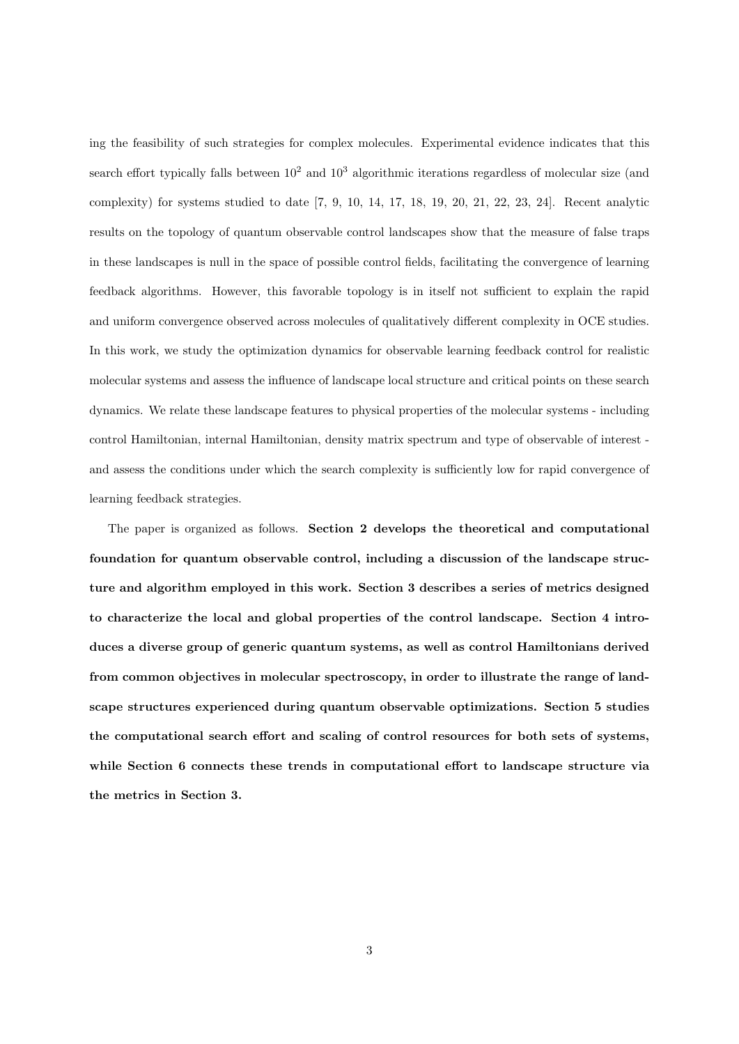ing the feasibility of such strategies for complex molecules. Experimental evidence indicates that this search effort typically falls between $10^2$ and $10^3$ algorithmic iterations regardless of molecular size (and complexity) for systems studied to date [7, 9, 10, 14, 17, 18, 19, 20, 21, 22, 23, 24]. Recent analytic results on the topology of quantum observable control landscapes show that the measure of false traps in these landscapes is null in the space of possible control fields, facilitating the convergence of learning feedback algorithms. However, this favorable topology is in itself not sufficient to explain the rapid and uniform convergence observed across molecules of qualitatively different complexity in OCE studies. In this work, we study the optimization dynamics for observable learning feedback control for realistic molecular systems and assess the influence of landscape local structure and critical points on these search dynamics. We relate these landscape features to physical properties of the molecular systems - including control Hamiltonian, internal Hamiltonian, density matrix spectrum and type of observable of interest - and assess the conditions under which the search complexity is sufficiently low for rapid convergence of learning feedback strategies.

The paper is organized as follows. **Section 2 develops the theoretical and computational foundation for quantum observable control, including a discussion of the landscape structure and algorithm employed in this work. Section 3 describes a series of metrics designed to characterize the local and global properties of the control landscape. Section 4 introduces a diverse group of generic quantum systems, as well as control Hamiltonians derived from common objectives in molecular spectroscopy, in order to illustrate the range of landscape structures experienced during quantum observable optimizations. Section 5 studies the computational search effort and scaling of control resources for both sets of systems, while Section 6 connects these trends in computational effort to landscape structure via the metrics in Section 3.**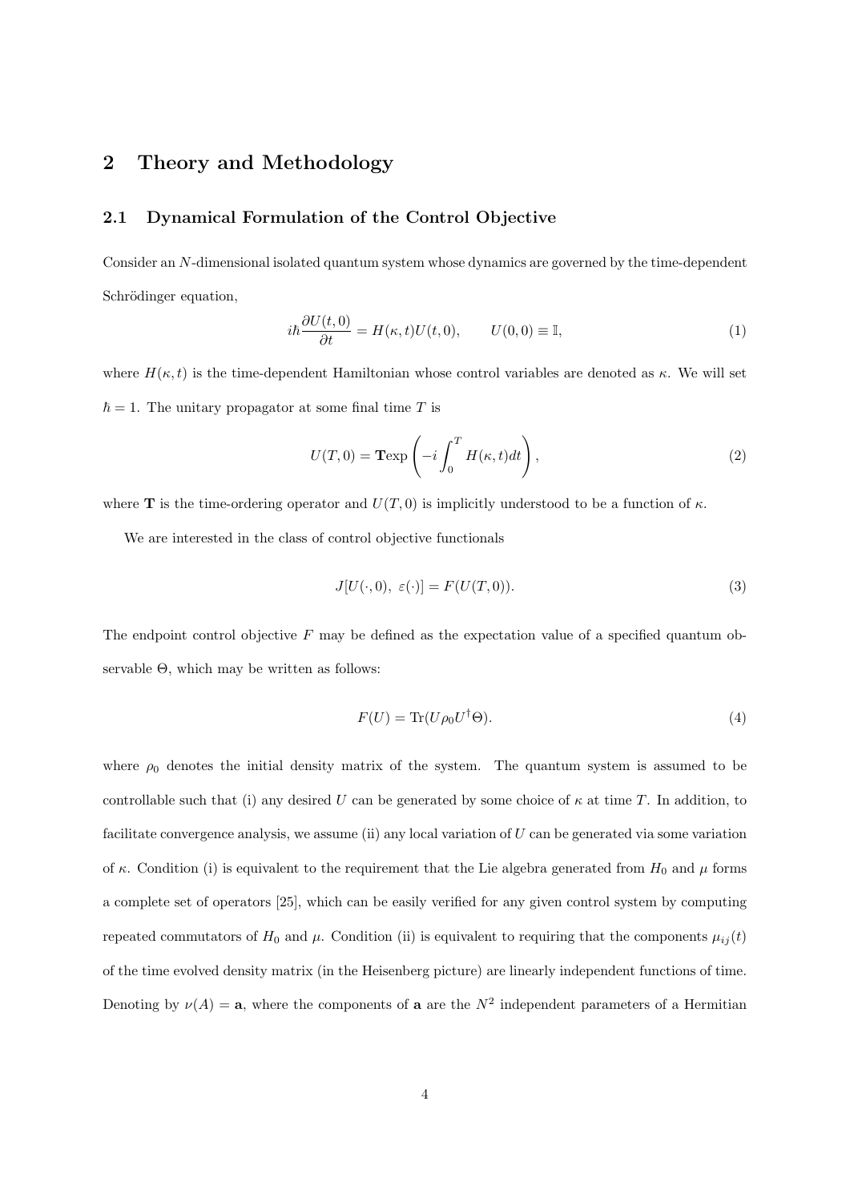## 2 Theory and Methodology

### 2.1 Dynamical Formulation of the Control Objective

Consider an $N$-dimensional isolated quantum system whose dynamics are governed by the time-dependent Schrödinger equation,

$$i\hbar \frac{\partial U(t,0)}{\partial t} = H(\kappa, t)U(t,0), \qquad U(0,0) \equiv \mathbb{I}, \tag{1}$$

where $H(\kappa, t)$ is the time-dependent Hamiltonian whose control variables are denoted as $\kappa$. We will set $\hbar = 1$. The unitary propagator at some final time $T$ is

$$U(T,0) = \mathbf{T}\exp\left(-i\int_0^T H(\kappa,t)dt\right), \tag{2}$$

where $\mathbf{T}$ is the time-ordering operator and $U(T,0)$ is implicitly understood to be a function of $\kappa$.

We are interested in the class of control objective functionals

$$J[U(\cdot,0),\ \varepsilon(\cdot)] = F(U(T,0)). \tag{3}$$

The endpoint control objective $F$ may be defined as the expectation value of a specified quantum observable $\Theta$, which may be written as follows:

$$F(U) = \mathrm{Tr}(U\rho_0 U^\dagger \Theta). \tag{4}$$

where $\rho_0$ denotes the initial density matrix of the system. The quantum system is assumed to be controllable such that (i) any desired $U$ can be generated by some choice of $\kappa$ at time $T$. In addition, to facilitate convergence analysis, we assume (ii) any local variation of $U$ can be generated via some variation of $\kappa$. Condition (i) is equivalent to the requirement that the Lie algebra generated from $H_0$ and $\mu$ forms a complete set of operators [25], which can be easily verified for any given control system by computing repeated commutators of $H_0$ and $\mu$. Condition (ii) is equivalent to requiring that the components $\mu_{ij}(t)$ of the time evolved density matrix (in the Heisenberg picture) are linearly independent functions of time. Denoting by $\nu(A) = \mathbf{a}$, where the components of $\mathbf{a}$ are the $N^2$ independent parameters of a Hermitian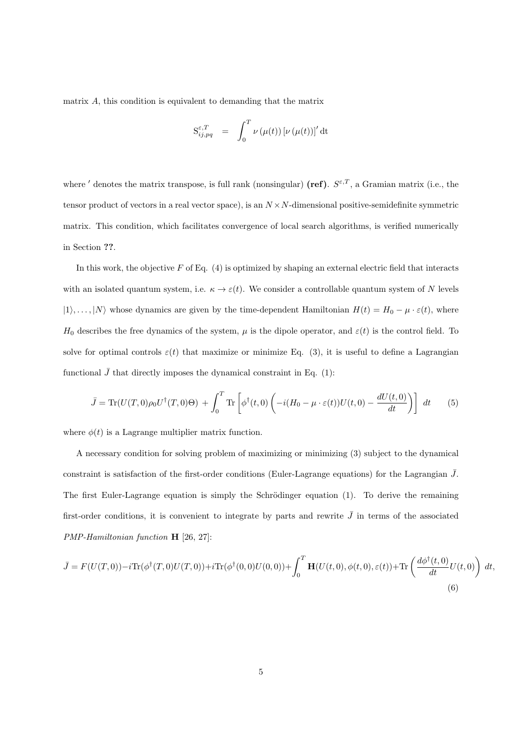matrix $A$, this condition is equivalent to demanding that the matrix

$$\mathrm{S}_{ij,pq}^{\varepsilon,T} \quad = \quad \int_0^T \nu\left(\mu(t)\right)\left[\nu\left(\mu(t)\right)\right]' \mathrm{dt}$$

where $'$ denotes the matrix transpose, is full rank (nonsingular) **(ref)**. $S^{\varepsilon,T}$, a Gramian matrix (i.e., the tensor product of vectors in a real vector space), is an $N \times N$-dimensional positive-semidefinite symmetric matrix. This condition, which facilitates convergence of local search algorithms, is verified numerically in Section **??**.

In this work, the objective $F$ of Eq. (4) is optimized by shaping an external electric field that interacts with an isolated quantum system, i.e. $\kappa \to \varepsilon(t)$. We consider a controllable quantum system of $N$ levels $|1\rangle, \ldots, |N\rangle$ whose dynamics are given by the time-dependent Hamiltonian $H(t) = H_0 - \mu \cdot \varepsilon(t)$, where $H_0$ describes the free dynamics of the system, $\mu$ is the dipole operator, and $\varepsilon(t)$ is the control field. To solve for optimal controls $\varepsilon(t)$ that maximize or minimize Eq. (3), it is useful to define a Lagrangian functional $\bar{J}$ that directly imposes the dynamical constraint in Eq. (1):

$$\bar{J} = \mathrm{Tr}(U(T,0)\rho_0 U^\dagger(T,0)\Theta) + \int_0^T \mathrm{Tr}\left[\phi^\dagger(t,0)\left(-i(H_0 - \mu\cdot\varepsilon(t))U(t,0) - \frac{dU(t,0)}{dt}\right)\right]\, dt \tag{5}$$

where $\phi(t)$ is a Lagrange multiplier matrix function.

A necessary condition for solving problem of maximizing or minimizing (3) subject to the dynamical constraint is satisfaction of the first-order conditions (Euler-Lagrange equations) for the Lagrangian $\bar{J}$. The first Euler-Lagrange equation is simply the Schrödinger equation (1). To derive the remaining first-order conditions, it is convenient to integrate by parts and rewrite $\bar{J}$ in terms of the associated *PMP-Hamiltonian function* $\mathbf{H}$ [26, 27]:

$$\bar{J} = F(U(T,0)) - i\mathrm{Tr}(\phi^\dagger(T,0)U(T,0)) + i\mathrm{Tr}(\phi^\dagger(0,0)U(0,0)) + \int_0^T \mathbf{H}(U(t,0),\phi(t,0),\varepsilon(t)) + \mathrm{Tr}\left(\frac{d\phi^\dagger(t,0)}{dt}U(t,0)\right)\, dt, \tag{6}$$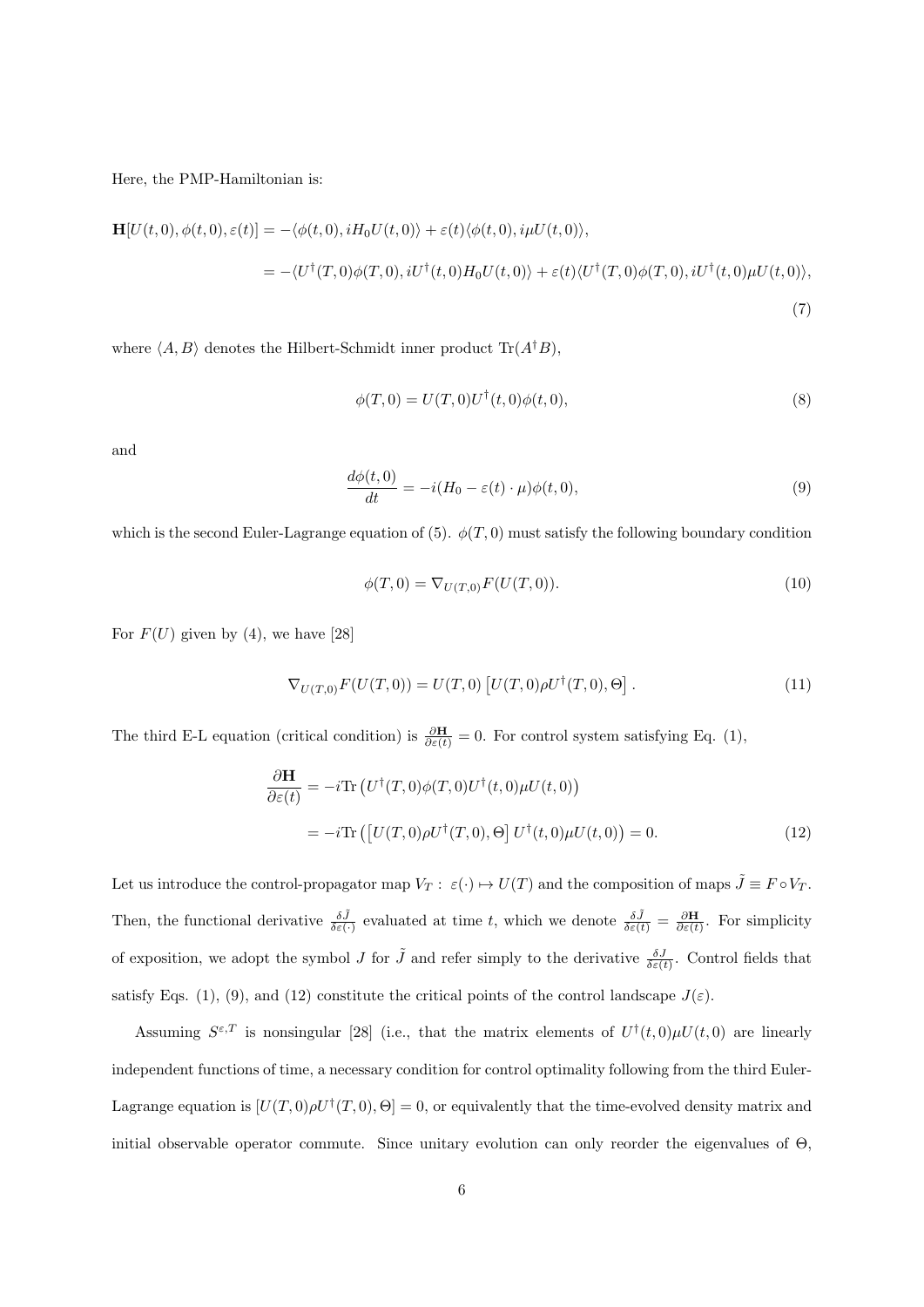Here, the PMP-Hamiltonian is:

$$
\begin{aligned}
\mathbf{H}[U(t,0), \phi(t,0), \varepsilon(t)] &= -\langle \phi(t,0), iH_0 U(t,0)\rangle + \varepsilon(t)\langle \phi(t,0), i\mu U(t,0)\rangle, \\
&= -\langle U^\dagger(T,0)\phi(T,0), iU^\dagger(t,0)H_0 U(t,0)\rangle + \varepsilon(t)\langle U^\dagger(T,0)\phi(T,0), iU^\dagger(t,0)\mu U(t,0)\rangle,
\end{aligned}
\tag{7}
$$

where $\langle A, B\rangle$ denotes the Hilbert-Schmidt inner product $\mathrm{Tr}(A^\dagger B)$,

$$
\phi(T,0) = U(T,0)U^\dagger(t,0)\phi(t,0), \tag{8}
$$

and

$$
\frac{d\phi(t,0)}{dt} = -i(H_0 - \varepsilon(t)\cdot\mu)\phi(t,0), \tag{9}
$$

which is the second Euler-Lagrange equation of (5). $\phi(T,0)$ must satisfy the following boundary condition

$$
\phi(T,0) = \nabla_{U(T,0)} F(U(T,0)). \tag{10}
$$

For $F(U)$ given by (4), we have [28]

$$
\nabla_{U(T,0)} F(U(T,0)) = U(T,0)\left[U(T,0)\rho U^\dagger(T,0), \Theta\right]. \tag{11}
$$

The third E-L equation (critical condition) is $\frac{\partial \mathbf{H}}{\partial \varepsilon(t)} = 0$. For control system satisfying Eq. (1),

$$
\begin{aligned}
\frac{\partial \mathbf{H}}{\partial \varepsilon(t)} &= -i\mathrm{Tr}\left(U^\dagger(T,0)\phi(T,0)U^\dagger(t,0)\mu U(t,0)\right) \\
&= -i\mathrm{Tr}\left(\left[U(T,0)\rho U^\dagger(T,0), \Theta\right]U^\dagger(t,0)\mu U(t,0)\right) = 0.
\end{aligned}
\tag{12}
$$

Let us introduce the control-propagator map $V_T:\ \varepsilon(\cdot) \mapsto U(T)$ and the composition of maps $\tilde{J} \equiv F \circ V_T$. Then, the functional derivative $\frac{\delta \tilde{J}}{\delta \varepsilon(\cdot)}$ evaluated at time $t$, which we denote $\frac{\delta \tilde{J}}{\delta \varepsilon(t)} = \frac{\partial \mathbf{H}}{\partial \varepsilon(t)}$. For simplicity of exposition, we adopt the symbol $J$ for $\tilde{J}$ and refer simply to the derivative $\frac{\delta J}{\delta \varepsilon(t)}$. Control fields that satisfy Eqs. (1), (9), and (12) constitute the critical points of the control landscape $J(\varepsilon)$.

Assuming $S^{\varepsilon,T}$ is nonsingular [28] (i.e., that the matrix elements of $U^\dagger(t,0)\mu U(t,0)$ are linearly independent functions of time, a necessary condition for control optimality following from the third Euler-Lagrange equation is $[U(T,0)\rho U^\dagger(T,0), \Theta] = 0$, or equivalently that the time-evolved density matrix and initial observable operator commute. Since unitary evolution can only reorder the eigenvalues of $\Theta$,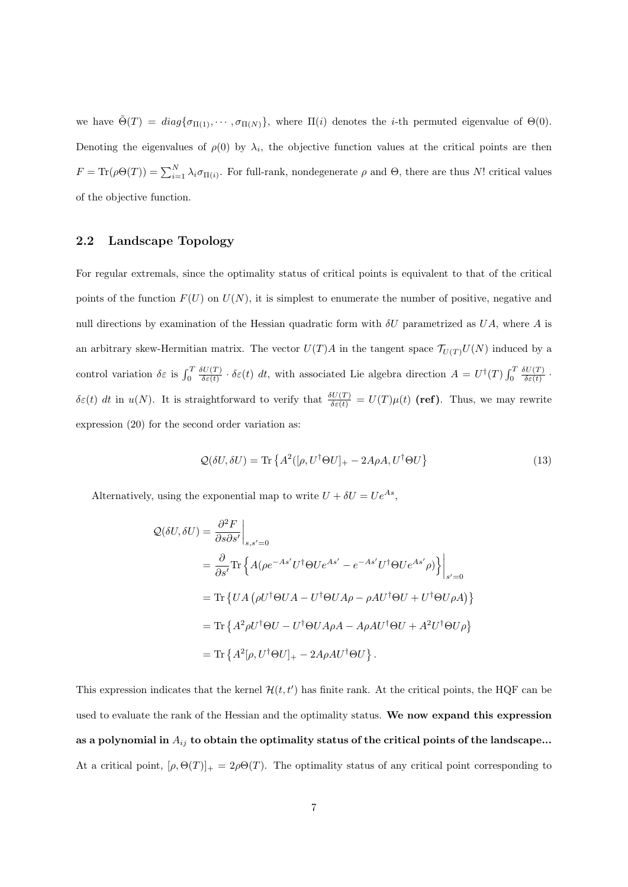we have $\tilde{\Theta}(T) = diag\{\sigma_{\Pi(1)}, \cdots, \sigma_{\Pi(N)}\}$, where $\Pi(i)$ denotes the $i$-th permuted eigenvalue of $\Theta(0)$. Denoting the eigenvalues of $\rho(0)$ by $\lambda_i$, the objective function values at the critical points are then $F = \mathrm{Tr}(\rho\Theta(T)) = \sum_{i=1}^{N} \lambda_i \sigma_{\Pi(i)}$. For full-rank, nondegenerate $\rho$ and $\Theta$, there are thus $N!$ critical values of the objective function.

## 2.2 Landscape Topology

For regular extremals, since the optimality status of critical points is equivalent to that of the critical points of the function $F(U)$ on $U(N)$, it is simplest to enumerate the number of positive, negative and null directions by examination of the Hessian quadratic form with $\delta U$ parametrized as $UA$, where $A$ is an arbitrary skew-Hermitian matrix. The vector $U(T)A$ in the tangent space $\mathcal{T}_{U(T)}U(N)$ induced by a control variation $\delta\varepsilon$ is $\int_0^T \frac{\delta U(T)}{\delta \varepsilon(t)} \cdot \delta\varepsilon(t)\, dt$, with associated Lie algebra direction $A = U^\dagger(T) \int_0^T \frac{\delta U(T)}{\delta\varepsilon(t)} \cdot \delta\varepsilon(t)\, dt$ in $u(N)$. It is straightforward to verify that $\frac{\delta U(T)}{\delta\varepsilon(t)} = U(T)\mu(t)$ **(ref)**. Thus, we may rewrite expression (20) for the second order variation as:

$$\mathcal{Q}(\delta U, \delta U) = \mathrm{Tr}\left\{A^2([\rho, U^\dagger \Theta U]_+ - 2A\rho A, U^\dagger \Theta U\right\} \tag{13}$$

Alternatively, using the exponential map to write $U + \delta U = Ue^{As}$,

$$\begin{aligned}
\mathcal{Q}(\delta U, \delta U) &= \left.\frac{\partial^2 F}{\partial s \partial s'}\right|_{s,s'=0} \\
&= \frac{\partial}{\partial s'} \mathrm{Tr}\left\{A(\rho e^{-As'} U^\dagger \Theta U e^{As'} - e^{-As'} U^\dagger \Theta U e^{As'} \rho)\right\}\Big|_{s'=0} \\
&= \mathrm{Tr}\left\{UA\left(\rho U^\dagger \Theta U A - U^\dagger \Theta U A \rho - \rho A U^\dagger \Theta U + U^\dagger \Theta U \rho A\right)\right\} \\
&= \mathrm{Tr}\left\{A^2 \rho U^\dagger \Theta U - U^\dagger \Theta U A \rho A - A\rho A U^\dagger \Theta U + A^2 U^\dagger \Theta U \rho\right\} \\
&= \mathrm{Tr}\left\{A^2 [\rho, U^\dagger \Theta U]_+ - 2A\rho A U^\dagger \Theta U\right\}.
\end{aligned}$$

This expression indicates that the kernel $\mathcal{H}(t, t')$ has finite rank. At the critical points, the HQF can be used to evaluate the rank of the Hessian and the optimality status. **We now expand this expression as a polynomial in $A_{ij}$ to obtain the optimality status of the critical points of the landscape...** At a critical point, $[\rho, \Theta(T)]_+ = 2\rho\Theta(T)$. The optimality status of any critical point corresponding to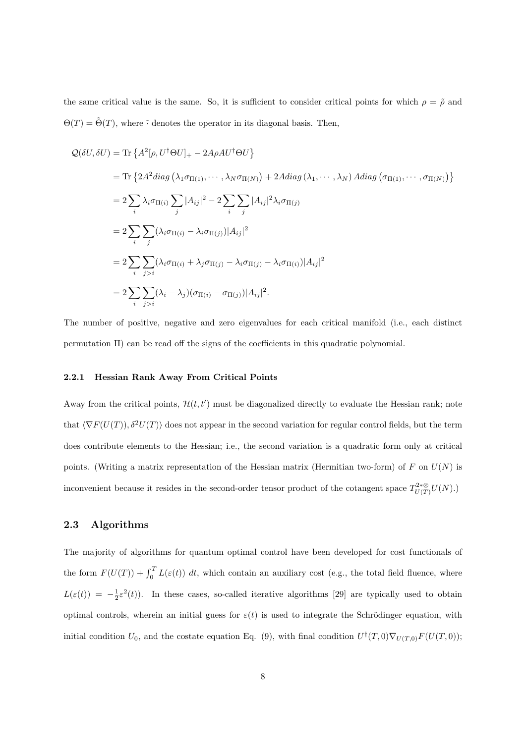the same critical value is the same. So, it is sufficient to consider critical points for which $\rho = \tilde{\rho}$ and $\Theta(T) = \tilde{\Theta}(T)$, where $\tilde{\cdot}$ denotes the operator in its diagonal basis. Then,

$$
\begin{aligned}
\mathcal{Q}(\delta U, \delta U) &= \mathrm{Tr}\left\{A^2[\rho, U^\dagger \Theta U]_+ - 2A\rho A U^\dagger \Theta U\right\} \\
&= \mathrm{Tr}\left\{2A^2 diag\left(\lambda_1 \sigma_{\Pi(1)}, \cdots, \lambda_N \sigma_{\Pi(N)}\right) + 2A diag\left(\lambda_1, \cdots, \lambda_N\right) A diag\left(\sigma_{\Pi(1)}, \cdots, \sigma_{\Pi(N)}\right)\right\} \\
&= 2\sum_i \lambda_i \sigma_{\Pi(i)} \sum_j |A_{ij}|^2 - 2\sum_i \sum_j |A_{ij}|^2 \lambda_i \sigma_{\Pi(j)} \\
&= 2\sum_i \sum_j (\lambda_i \sigma_{\Pi(i)} - \lambda_i \sigma_{\Pi(j)})|A_{ij}|^2 \\
&= 2\sum_i \sum_{j>i} (\lambda_i \sigma_{\Pi(i)} + \lambda_j \sigma_{\Pi(j)} - \lambda_i \sigma_{\Pi(j)} - \lambda_i \sigma_{\Pi(i)})|A_{ij}|^2 \\
&= 2\sum_i \sum_{j>i} (\lambda_i - \lambda_j)(\sigma_{\Pi(i)} - \sigma_{\Pi(j)})|A_{ij}|^2.
\end{aligned}
$$

The number of positive, negative and zero eigenvalues for each critical manifold (i.e., each distinct permutation $\Pi$) can be read off the signs of the coefficients in this quadratic polynomial.

### 2.2.1 Hessian Rank Away From Critical Points

Away from the critical points, $\mathcal{H}(t, t')$ must be diagonalized directly to evaluate the Hessian rank; note that $\langle \nabla F(U(T)), \delta^2 U(T)\rangle$ does not appear in the second variation for regular control fields, but the term does contribute elements to the Hessian; i.e., the second variation is a quadratic form only at critical points. (Writing a matrix representation of the Hessian matrix (Hermitian two-form) of $F$ on $U(N)$ is inconvenient because it resides in the second-order tensor product of the cotangent space $T^{2*\otimes}_{U(T)}U(N)$.)

## 2.3 Algorithms

The majority of algorithms for quantum optimal control have been developed for cost functionals of the form $F(U(T)) + \int_0^T L(\varepsilon(t))\ dt$, which contain an auxiliary cost (e.g., the total field fluence, where $L(\varepsilon(t)) = -\frac{1}{2}\varepsilon^2(t)$). In these cases, so-called iterative algorithms [29] are typically used to obtain optimal controls, wherein an initial guess for $\varepsilon(t)$ is used to integrate the Schrödinger equation, with initial condition $U_0$, and the costate equation Eq. (9), with final condition $U^\dagger(T, 0)\nabla_{U(T,0)} F(U(T, 0))$;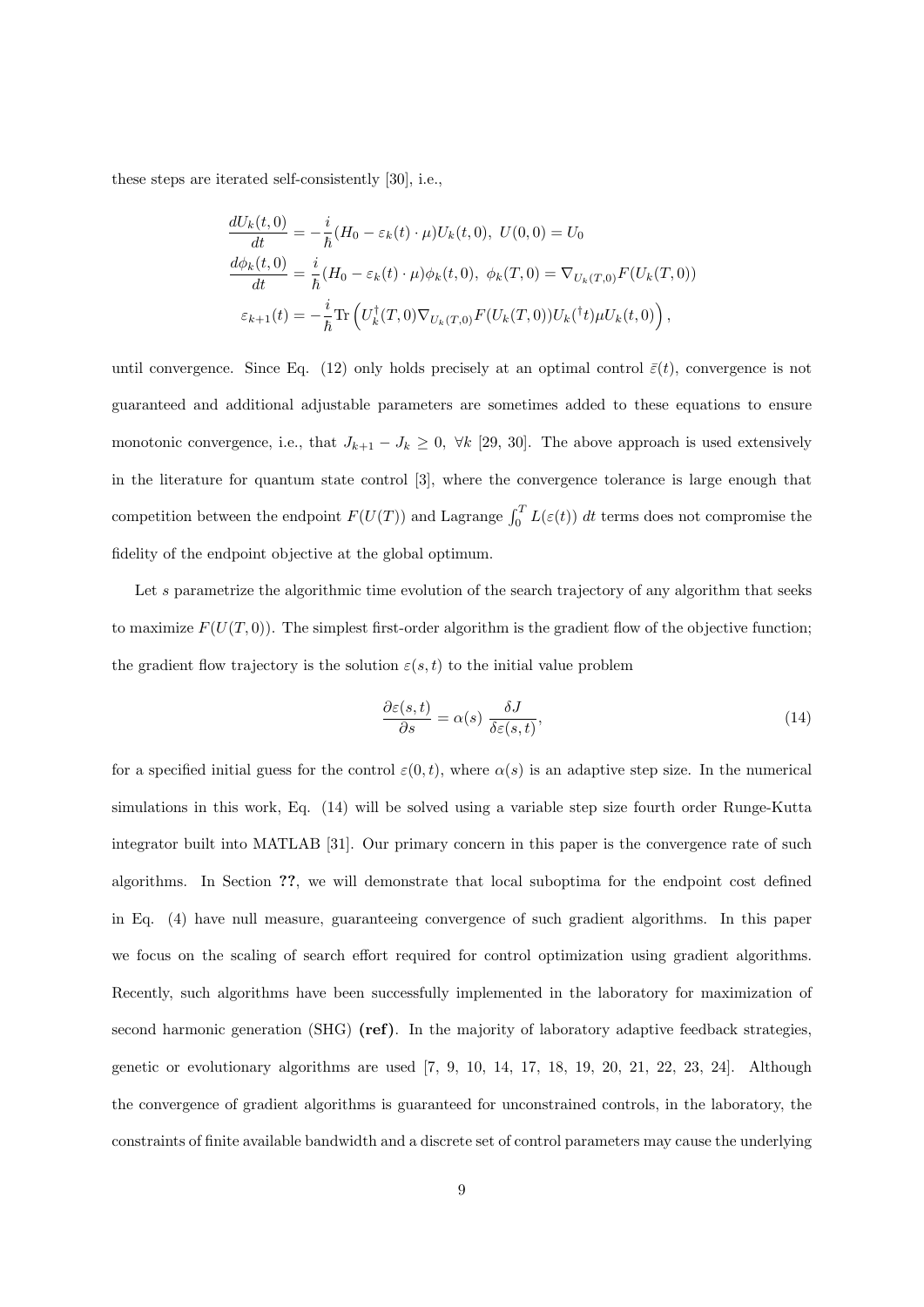these steps are iterated self-consistently [30], i.e.,

$$
\begin{aligned}
\frac{dU_k(t,0)}{dt} &= -\frac{i}{\hbar}(H_0 - \varepsilon_k(t)\cdot\mu)U_k(t,0),\ U(0,0) = U_0 \\
\frac{d\phi_k(t,0)}{dt} &= \frac{i}{\hbar}(H_0 - \varepsilon_k(t)\cdot\mu)\phi_k(t,0),\ \phi_k(T,0) = \nabla_{U_k(T,0)}F(U_k(T,0)) \\
\varepsilon_{k+1}(t) &= -\frac{i}{\hbar}\mathrm{Tr}\left(U_k^\dagger(T,0)\nabla_{U_k(T,0)}F(U_k(T,0))U_k(^\dagger t)\mu U_k(t,0)\right),
\end{aligned}
$$

until convergence. Since Eq. (12) only holds precisely at an optimal control $\bar{\varepsilon}(t)$, convergence is not guaranteed and additional adjustable parameters are sometimes added to these equations to ensure monotonic convergence, i.e., that $J_{k+1} - J_k \geq 0,\ \forall k$ [29, 30]. The above approach is used extensively in the literature for quantum state control [3], where the convergence tolerance is large enough that competition between the endpoint $F(U(T))$ and Lagrange $\int_0^T L(\varepsilon(t))\ dt$ terms does not compromise the fidelity of the endpoint objective at the global optimum.

Let $s$ parametrize the algorithmic time evolution of the search trajectory of any algorithm that seeks to maximize $F(U(T,0))$. The simplest first-order algorithm is the gradient flow of the objective function; the gradient flow trajectory is the solution $\varepsilon(s,t)$ to the initial value problem

$$
\frac{\partial \varepsilon(s,t)}{\partial s} = \alpha(s)\ \frac{\delta J}{\delta \varepsilon(s,t)}, \tag{14}
$$

for a specified initial guess for the control $\varepsilon(0,t)$, where $\alpha(s)$ is an adaptive step size. In the numerical simulations in this work, Eq. (14) will be solved using a variable step size fourth order Runge-Kutta integrator built into MATLAB [31]. Our primary concern in this paper is the convergence rate of such algorithms. In Section **??**, we will demonstrate that local suboptima for the endpoint cost defined in Eq. (4) have null measure, guaranteeing convergence of such gradient algorithms. In this paper we focus on the scaling of search effort required for control optimization using gradient algorithms. Recently, such algorithms have been successfully implemented in the laboratory for maximization of second harmonic generation (SHG) **(ref)**. In the majority of laboratory adaptive feedback strategies, genetic or evolutionary algorithms are used [7, 9, 10, 14, 17, 18, 19, 20, 21, 22, 23, 24]. Although the convergence of gradient algorithms is guaranteed for unconstrained controls, in the laboratory, the constraints of finite available bandwidth and a discrete set of control parameters may cause the underlying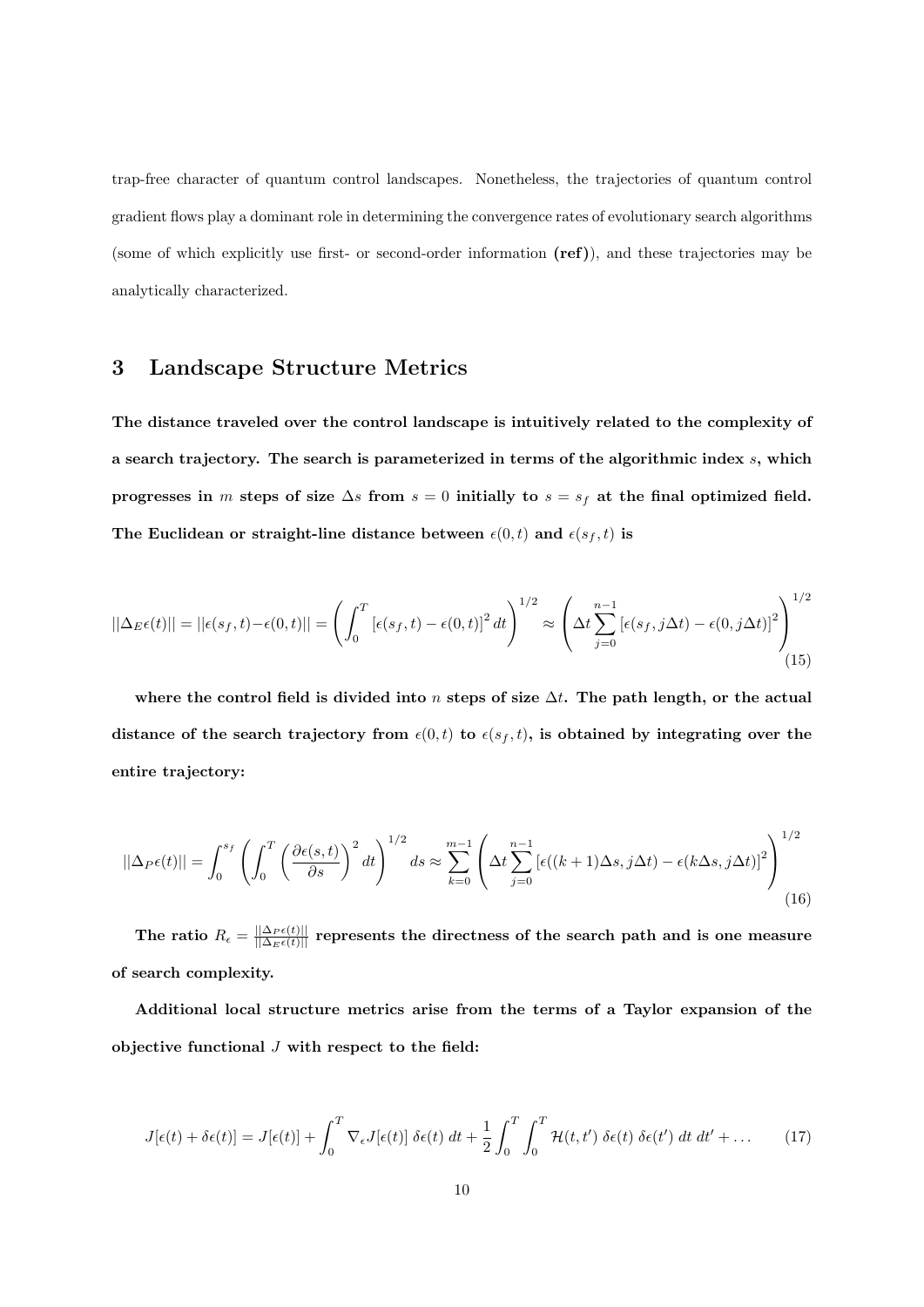trap-free character of quantum control landscapes. Nonetheless, the trajectories of quantum control gradient flows play a dominant role in determining the convergence rates of evolutionary search algorithms (some of which explicitly use first- or second-order information **(ref)**), and these trajectories may be analytically characterized.

## 3 Landscape Structure Metrics

**The distance traveled over the control landscape is intuitively related to the complexity of a search trajectory. The search is parameterized in terms of the algorithmic index $s$, which progresses in $m$ steps of size $\Delta s$ from $s = 0$ initially to $s = s_f$ at the final optimized field. The Euclidean or straight-line distance between $\epsilon(0, t)$ and $\epsilon(s_f, t)$ is**

$$||\Delta_E \epsilon(t)|| = ||\epsilon(s_f, t) - \epsilon(0, t)|| = \left( \int_0^T \left[\epsilon(s_f, t) - \epsilon(0, t)\right]^2 dt \right)^{1/2} \approx \left( \Delta t \sum_{j=0}^{n-1} \left[\epsilon(s_f, j\Delta t) - \epsilon(0, j\Delta t)\right]^2 \right)^{1/2} \tag{15}$$

**where the control field is divided into $n$ steps of size $\Delta t$. The path length, or the actual distance of the search trajectory from $\epsilon(0, t)$ to $\epsilon(s_f, t)$, is obtained by integrating over the entire trajectory:**

$$||\Delta_P \epsilon(t)|| = \int_0^{s_f} \left( \int_0^T \left( \frac{\partial \epsilon(s, t)}{\partial s} \right)^2 dt \right)^{1/2} ds \approx \sum_{k=0}^{m-1} \left( \Delta t \sum_{j=0}^{n-1} \left[\epsilon((k+1)\Delta s, j\Delta t) - \epsilon(k\Delta s, j\Delta t)\right]^2 \right)^{1/2} \tag{16}$$

**The ratio $R_\epsilon = \frac{||\Delta_P \epsilon(t)||}{||\Delta_E \epsilon(t)||}$ represents the directness of the search path and is one measure of search complexity.**

**Additional local structure metrics arise from the terms of a Taylor expansion of the objective functional $J$ with respect to the field:**

$$J[\epsilon(t) + \delta\epsilon(t)] = J[\epsilon(t)] + \int_0^T \nabla_\epsilon J[\epsilon(t)]\, \delta\epsilon(t)\, dt + \frac{1}{2} \int_0^T \int_0^T \mathcal{H}(t, t')\, \delta\epsilon(t)\, \delta\epsilon(t')\, dt\, dt' + \ldots \tag{17}$$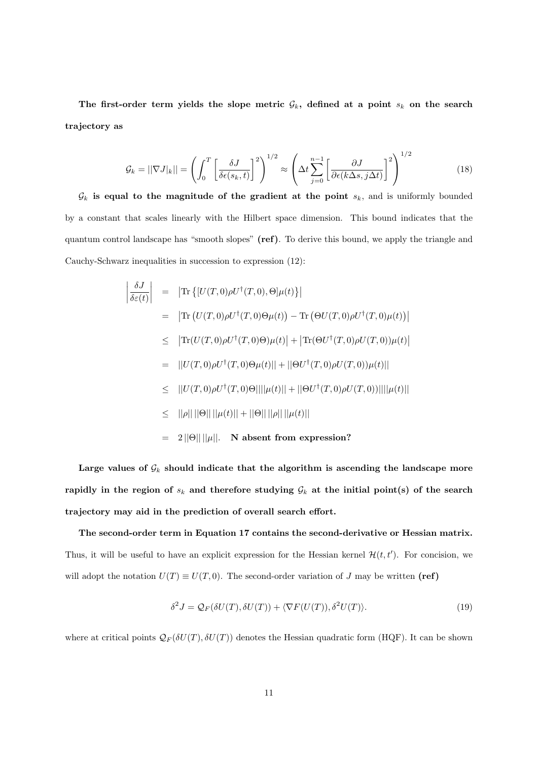**The first-order term yields the slope metric $\mathcal{G}_k$, defined at a point $s_k$ on the search trajectory as**

$$\mathcal{G}_k = ||\nabla J|_k|| = \left( \int_0^T \left[ \frac{\delta J}{\delta \epsilon(s_k, t)} \right]^2 \right)^{1/2} \approx \left( \Delta t \sum_{j=0}^{n-1} \left[ \frac{\partial J}{\partial \epsilon(k \Delta s, j \Delta t)} \right]^2 \right)^{1/2} \tag{18}$$

**$\mathcal{G}_k$ is equal to the magnitude of the gradient at the point $s_k$,** and is uniformly bounded by a constant that scales linearly with the Hilbert space dimension. This bound indicates that the quantum control landscape has "smooth slopes" **(ref)**. To derive this bound, we apply the triangle and Cauchy-Schwarz inequalities in succession to expression (12):

$$\begin{aligned}
\left| \frac{\delta J}{\delta \varepsilon(t)} \right| &= \left| \mathrm{Tr}\left\{ [U(T,0)\rho U^\dagger(T,0), \Theta] \mu(t) \right\} \right| \\
&= \left| \mathrm{Tr}\left( U(T,0)\rho U^\dagger(T,0)\Theta\mu(t) \right) - \mathrm{Tr}\left( \Theta U(T,0)\rho U^\dagger(T,0)\mu(t) \right) \right| \\
&\leq \left| \mathrm{Tr}(U(T,0)\rho U^\dagger(T,0)\Theta)\mu(t) \right| + \left| \mathrm{Tr}(\Theta U^\dagger(T,0)\rho U(T,0))\mu(t) \right| \\
&= ||U(T,0)\rho U^\dagger(T,0)\Theta\mu(t)|| + ||\Theta U^\dagger(T,0)\rho U(T,0))\mu(t)|| \\
&\leq ||U(T,0)\rho U^\dagger(T,0)\Theta|| ||\mu(t)|| + ||\Theta U^\dagger(T,0)\rho U(T,0))|| ||\mu(t)|| \\
&\leq ||\rho|| \, ||\Theta|| \, ||\mu(t)|| + ||\Theta|| \, ||\rho|| \, ||\mu(t)|| \\
&= 2 \, ||\Theta|| \, ||\mu||. \quad \textbf{N absent from expression?}
\end{aligned}$$

**Large values of $\mathcal{G}_k$ should indicate that the algorithm is ascending the landscape more rapidly in the region of $s_k$ and therefore studying $\mathcal{G}_k$ at the initial point(s) of the search trajectory may aid in the prediction of overall search effort.**

**The second-order term in Equation 17 contains the second-derivative or Hessian matrix.** Thus, it will be useful to have an explicit expression for the Hessian kernel $\mathcal{H}(t, t')$. For concision, we will adopt the notation $U(T) \equiv U(T, 0)$. The second-order variation of $J$ may be written **(ref)**

$$\delta^2 J = \mathcal{Q}_F(\delta U(T), \delta U(T)) + \langle \nabla F(U(T)), \delta^2 U(T) \rangle. \tag{19}$$

where at critical points $\mathcal{Q}_F(\delta U(T), \delta U(T))$ denotes the Hessian quadratic form (HQF). It can be shown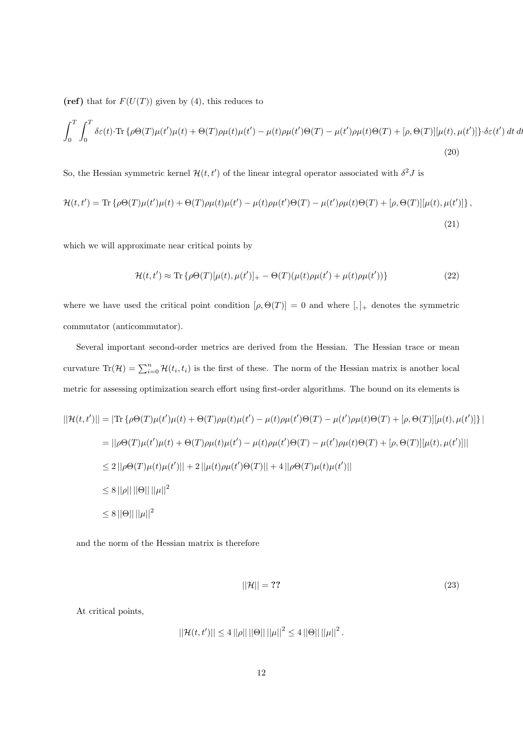**(ref)** that for $F(U(T))$ given by (4), this reduces to

$$\int_0^T \int_0^T \delta\varepsilon(t) \cdot \mathrm{Tr}\left\{\rho\Theta(T)\mu(t')\mu(t) + \Theta(T)\rho\mu(t)\mu(t') - \mu(t)\rho\mu(t')\Theta(T) - \mu(t')\rho\mu(t)\Theta(T) + [\rho, \Theta(T)][\mu(t), \mu(t')]\right\} \cdot \delta\varepsilon(t')\, dt\, dt' \tag{20}$$

So, the Hessian symmetric kernel $\mathcal{H}(t,t')$ of the linear integral operator associated with $\delta^2 J$ is

$$\mathcal{H}(t,t') = \mathrm{Tr}\left\{\rho\Theta(T)\mu(t')\mu(t) + \Theta(T)\rho\mu(t)\mu(t') - \mu(t)\rho\mu(t')\Theta(T) - \mu(t')\rho\mu(t)\Theta(T) + [\rho, \Theta(T)][\mu(t), \mu(t')]\right\}, \tag{21}$$

which we will approximate near critical points by

$$\mathcal{H}(t,t') \approx \mathrm{Tr}\left\{\rho\Theta(T)[\mu(t), \mu(t')]_+ - \Theta(T)(\mu(t)\rho\mu(t') + \mu(t)\rho\mu(t'))\right\} \tag{22}$$

where we have used the critical point condition $[\rho, \Theta(T)] = 0$ and where $[,]_+$ denotes the symmetric commutator (anticommutator).

Several important second-order metrics are derived from the Hessian. The Hessian trace or mean curvature $\mathrm{Tr}(\mathcal{H}) = \sum_{i=0}^{n} \mathcal{H}(t_i, t_i)$ is the first of these. The norm of the Hessian matrix is another local metric for assessing optimization search effort using first-order algorithms. The bound on its elements is

$$\begin{aligned}
||\mathcal{H}(t,t')|| &= \left|\mathrm{Tr}\left\{\rho\Theta(T)\mu(t')\mu(t) + \Theta(T)\rho\mu(t)\mu(t') - \mu(t)\rho\mu(t')\Theta(T) - \mu(t')\rho\mu(t)\Theta(T) + [\rho, \Theta(T)][\mu(t), \mu(t')]\right\}\right| \\
&= ||\rho\Theta(T)\mu(t')\mu(t) + \Theta(T)\rho\mu(t)\mu(t') - \mu(t)\rho\mu(t')\Theta(T) - \mu(t')\rho\mu(t)\Theta(T) + [\rho, \Theta(T)][\mu(t), \mu(t')]|| \\
&\leq 2\,||\rho\Theta(T)\mu(t)\mu(t')|| + 2\,||\mu(t)\rho\mu(t')\Theta(T)|| + 4\,||\rho\Theta(T)\mu(t)\mu(t')|| \\
&\leq 8\,||\rho||\,||\Theta||\,||\mu||^2 \\
&\leq 8\,||\Theta||\,||\mu||^2
\end{aligned}$$

and the norm of the Hessian matrix is therefore

$$||\mathcal{H}|| = \textbf{??} \tag{23}$$

At critical points,

$$||\mathcal{H}(t,t')|| \leq 4\,||\rho||\,||\Theta||\,||\mu||^2 \leq 4\,||\Theta||\,||\mu||^2.$$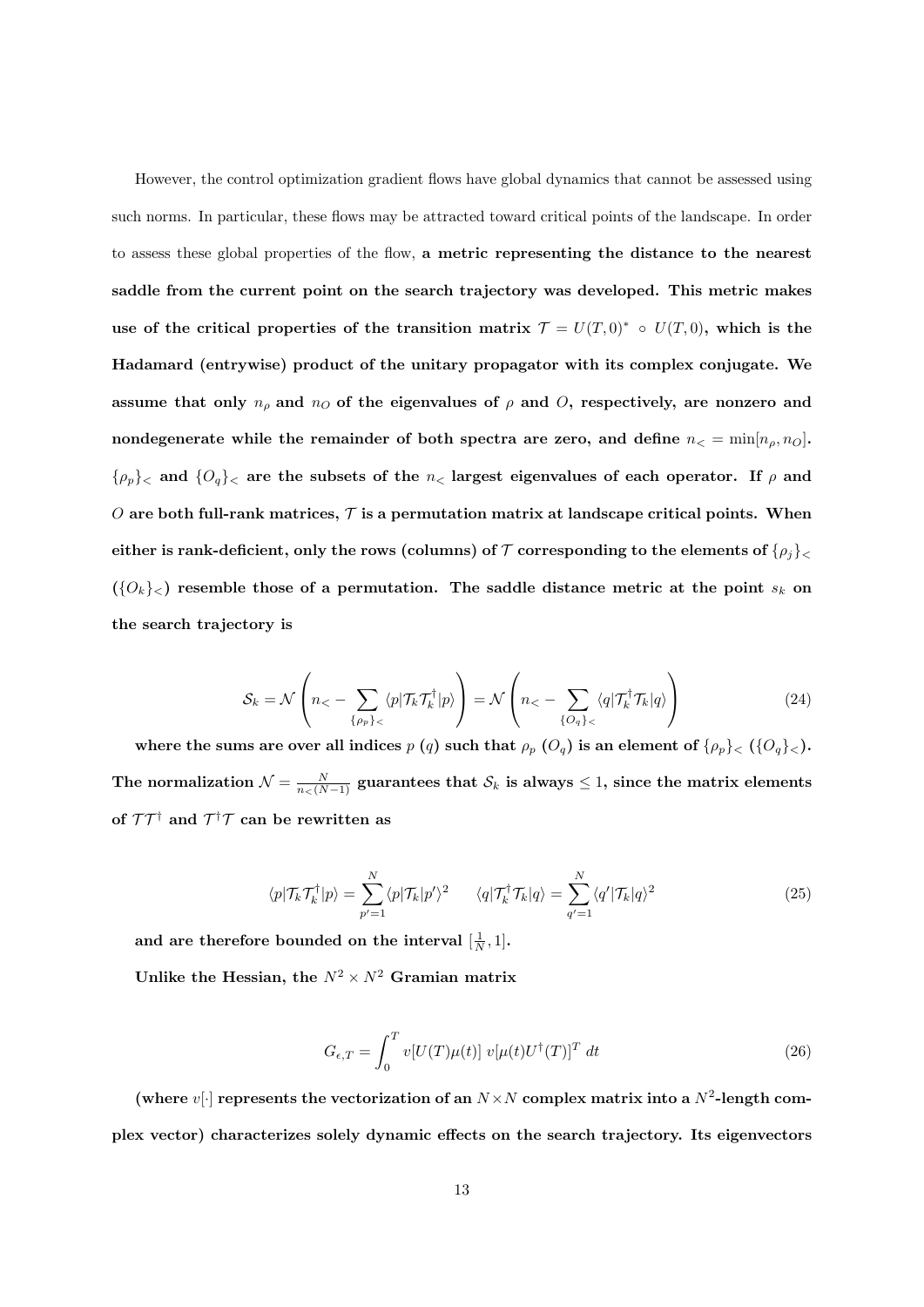However, the control optimization gradient flows have global dynamics that cannot be assessed using such norms. In particular, these flows may be attracted toward critical points of the landscape. In order to assess these global properties of the flow, **a metric representing the distance to the nearest saddle from the current point on the search trajectory was developed. This metric makes use of the critical properties of the transition matrix $\mathcal{T} = U(T,0)^* \circ U(T,0)$, which is the Hadamard (entrywise) product of the unitary propagator with its complex conjugate. We assume that only $n_\rho$ and $n_O$ of the eigenvalues of $\rho$ and $O$, respectively, are nonzero and nondegenerate while the remainder of both spectra are zero, and define $n_< = \min[n_\rho, n_O]$. $\{\rho_p\}_<$ and $\{O_q\}_<$ are the subsets of the $n_<$ largest eigenvalues of each operator. If $\rho$ and $O$ are both full-rank matrices, $\mathcal{T}$ is a permutation matrix at landscape critical points. When either is rank-deficient, only the rows (columns) of $\mathcal{T}$ corresponding to the elements of $\{\rho_j\}_<$ ($\{O_k\}_<$) resemble those of a permutation. The saddle distance metric at the point $s_k$ on the search trajectory is**

$$
\mathcal{S}_k = \mathcal{N}\left(n_< - \sum_{\{\rho_p\}_<} \langle p|\mathcal{T}_k\mathcal{T}_k^\dagger|p\rangle\right) = \mathcal{N}\left(n_< - \sum_{\{O_q\}_<} \langle q|\mathcal{T}_k^\dagger\mathcal{T}_k|q\rangle\right) \tag{24}
$$

**where the sums are over all indices $p$ ($q$) such that $\rho_p$ ($O_q$) is an element of $\{\rho_p\}_<$ ($\{O_q\}_<$). The normalization $\mathcal{N} = \frac{N}{n_<(N-1)}$ guarantees that $\mathcal{S}_k$ is always $\leq 1$, since the matrix elements of $\mathcal{T}\mathcal{T}^\dagger$ and $\mathcal{T}^\dagger\mathcal{T}$ can be rewritten as**

$$
\langle p|\mathcal{T}_k\mathcal{T}_k^\dagger|p\rangle = \sum_{p'=1}^{N} \langle p|\mathcal{T}_k|p'\rangle^2 \qquad \langle q|\mathcal{T}_k^\dagger\mathcal{T}_k|q\rangle = \sum_{q'=1}^{N} \langle q'|\mathcal{T}_k|q\rangle^2 \tag{25}
$$

**and are therefore bounded on the interval $[\frac{1}{N}, 1]$.**

**Unlike the Hessian, the $N^2 \times N^2$ Gramian matrix**

$$
G_{\epsilon,T} = \int_0^T v[U(T)\mu(t)]\; v[\mu(t)U^\dagger(T)]^T \; dt \tag{26}
$$

**(where $v[\cdot]$ represents the vectorization of an $N \times N$ complex matrix into a $N^2$-length complex vector) characterizes solely dynamic effects on the search trajectory. Its eigenvectors**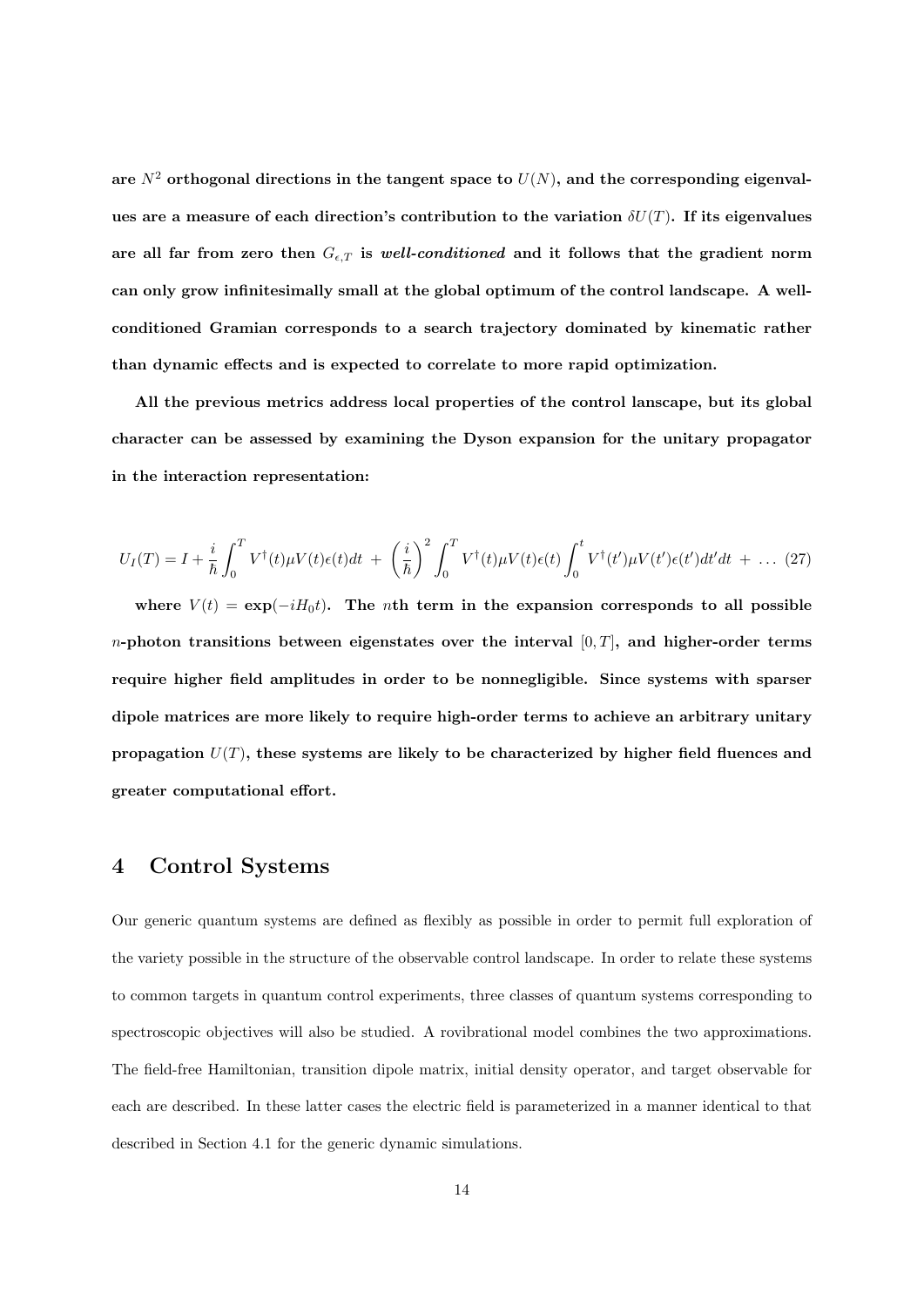**are $N^2$ orthogonal directions in the tangent space to $U(N)$, and the corresponding eigenvalues are a measure of each direction's contribution to the variation $\delta U(T)$. If its eigenvalues are all far from zero then $G_{\epsilon,T}$ is *well-conditioned* and it follows that the gradient norm can only grow infinitesimally small at the global optimum of the control landscape. A well-conditioned Gramian corresponds to a search trajectory dominated by kinematic rather than dynamic effects and is expected to correlate to more rapid optimization.**

**All the previous metrics address local properties of the control lanscape, but its global character can be assessed by examining the Dyson expansion for the unitary propagator in the interaction representation:**

$$U_I(T) = I + \frac{i}{\hbar}\int_0^T V^\dagger(t)\mu V(t)\epsilon(t)dt \; + \; \left(\frac{i}{\hbar}\right)^2 \int_0^T V^\dagger(t)\mu V(t)\epsilon(t)\int_0^t V^\dagger(t')\mu V(t')\epsilon(t')dt'dt \; + \; \ldots \quad (27)$$

**where $V(t) = \exp(-iH_0 t)$. The $n$th term in the expansion corresponds to all possible $n$-photon transitions between eigenstates over the interval $[0, T]$, and higher-order terms require higher field amplitudes in order to be nonnegligible. Since systems with sparser dipole matrices are more likely to require high-order terms to achieve an arbitrary unitary propagation $U(T)$, these systems are likely to be characterized by higher field fluences and greater computational effort.**

## 4 Control Systems

Our generic quantum systems are defined as flexibly as possible in order to permit full exploration of the variety possible in the structure of the observable control landscape. In order to relate these systems to common targets in quantum control experiments, three classes of quantum systems corresponding to spectroscopic objectives will also be studied. A rovibrational model combines the two approximations. The field-free Hamiltonian, transition dipole matrix, initial density operator, and target observable for each are described. In these latter cases the electric field is parameterized in a manner identical to that described in Section 4.1 for the generic dynamic simulations.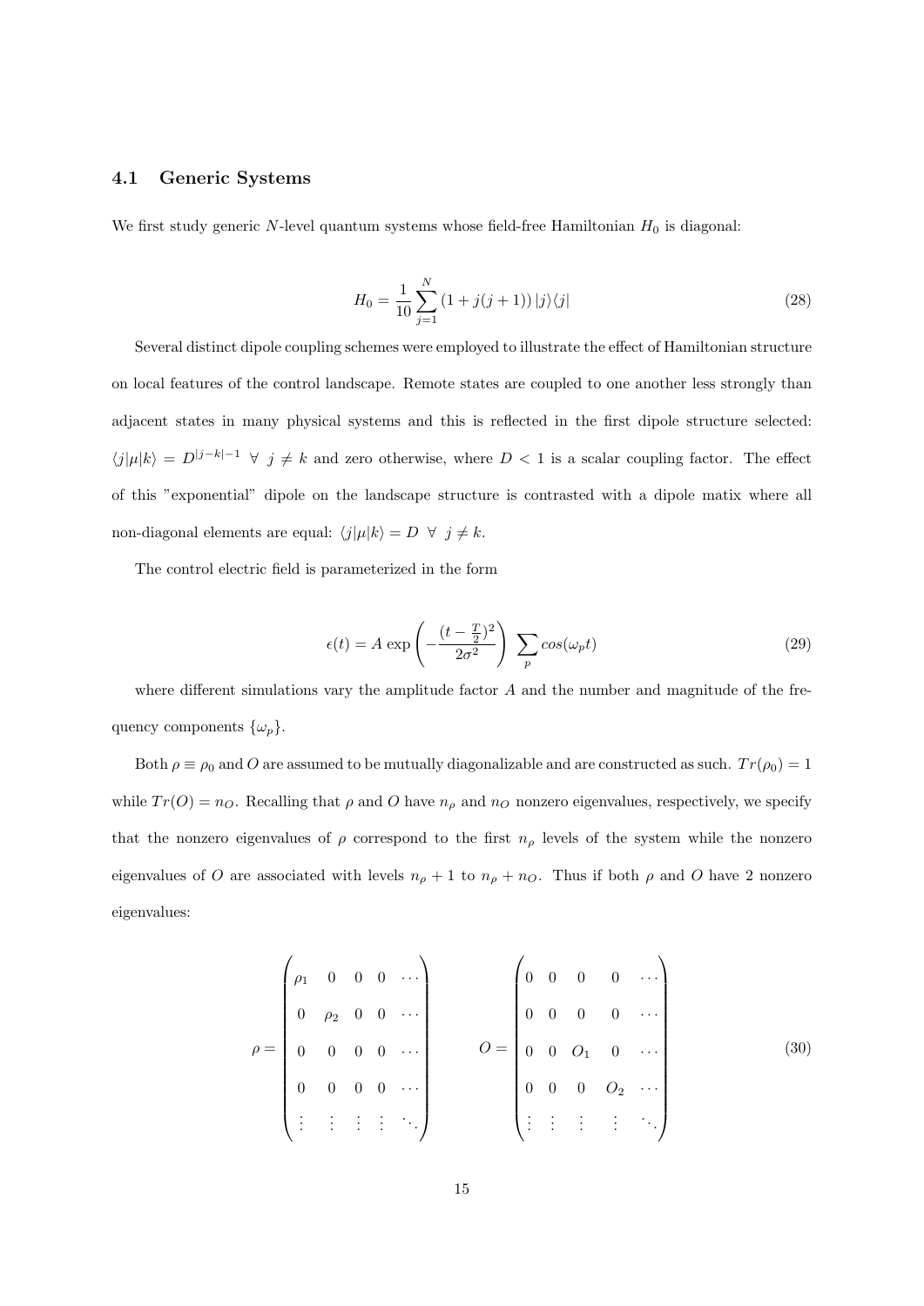### 4.1 Generic Systems

We first study generic $N$-level quantum systems whose field-free Hamiltonian $H_0$ is diagonal:

$$H_0 = \frac{1}{10} \sum_{j=1}^{N} (1 + j(j+1)) |j\rangle\langle j| \tag{28}$$

Several distinct dipole coupling schemes were employed to illustrate the effect of Hamiltonian structure on local features of the control landscape. Remote states are coupled to one another less strongly than adjacent states in many physical systems and this is reflected in the first dipole structure selected: $\langle j|\mu|k\rangle = D^{|j-k|-1} \ \forall \ j \neq k$ and zero otherwise, where $D < 1$ is a scalar coupling factor. The effect of this "exponential" dipole on the landscape structure is contrasted with a dipole matix where all non-diagonal elements are equal: $\langle j|\mu|k\rangle = D \ \forall \ j \neq k$.

The control electric field is parameterized in the form

$$\epsilon(t) = A \exp\left(-\frac{(t - \frac{T}{2})^2}{2\sigma^2}\right) \sum_p cos(\omega_p t) \tag{29}$$

where different simulations vary the amplitude factor $A$ and the number and magnitude of the frequency components $\{\omega_p\}$.

Both $\rho \equiv \rho_0$ and $O$ are assumed to be mutually diagonalizable and are constructed as such. $Tr(\rho_0) = 1$ while $Tr(O) = n_O$. Recalling that $\rho$ and $O$ have $n_\rho$ and $n_O$ nonzero eigenvalues, respectively, we specify that the nonzero eigenvalues of $\rho$ correspond to the first $n_\rho$ levels of the system while the nonzero eigenvalues of $O$ are associated with levels $n_\rho + 1$ to $n_\rho + n_O$. Thus if both $\rho$ and $O$ have 2 nonzero eigenvalues:

$$\rho = \begin{pmatrix} \rho_1 & 0 & 0 & 0 & \cdots \\ 0 & \rho_2 & 0 & 0 & \cdots \\ 0 & 0 & 0 & 0 & \cdots \\ 0 & 0 & 0 & 0 & \cdots \\ \vdots & \vdots & \vdots & \vdots & \ddots \end{pmatrix} \qquad O = \begin{pmatrix} 0 & 0 & 0 & 0 & \cdots \\ 0 & 0 & 0 & 0 & \cdots \\ 0 & 0 & O_1 & 0 & \cdots \\ 0 & 0 & 0 & O_2 & \cdots \\ \vdots & \vdots & \vdots & \vdots & \ddots \end{pmatrix} \tag{30}$$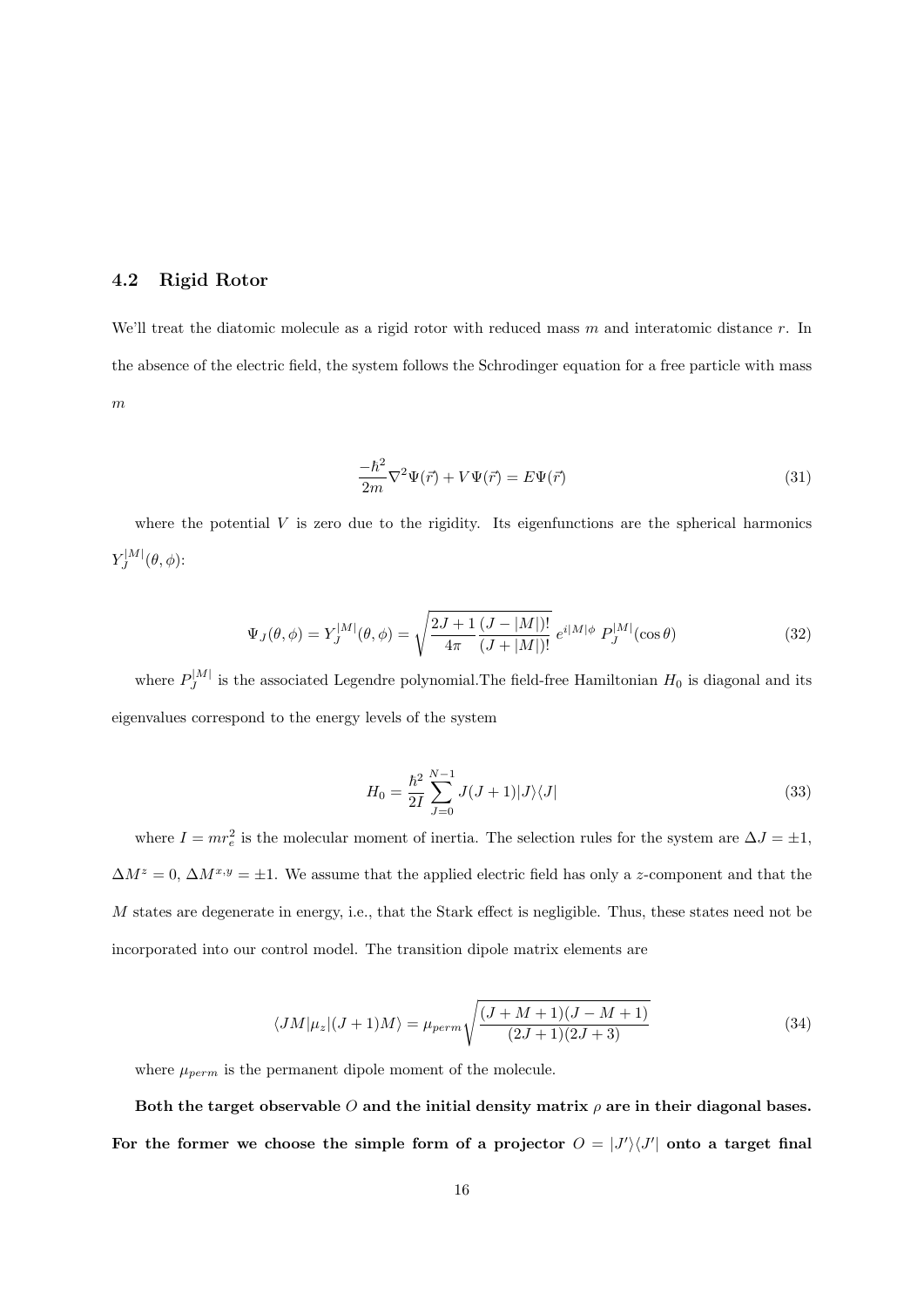### 4.2 Rigid Rotor

We'll treat the diatomic molecule as a rigid rotor with reduced mass $m$ and interatomic distance $r$. In the absence of the electric field, the system follows the Schrodinger equation for a free particle with mass $m$

$$\frac{-\hbar^2}{2m}\nabla^2\Psi(\vec{r}) + V\Psi(\vec{r}) = E\Psi(\vec{r}) \tag{31}$$

where the potential $V$ is zero due to the rigidity. Its eigenfunctions are the spherical harmonics $Y_J^{|M|}(\theta,\phi)$:

$$\Psi_J(\theta,\phi) = Y_J^{|M|}(\theta,\phi) = \sqrt{\frac{2J+1}{4\pi}\frac{(J-|M|)!}{(J+|M|)!}}\; e^{i|M|\phi}\; P_J^{|M|}(\cos\theta) \tag{32}$$

where $P_J^{|M|}$ is the associated Legendre polynomial.The field-free Hamiltonian $H_0$ is diagonal and its eigenvalues correspond to the energy levels of the system

$$H_0 = \frac{\hbar^2}{2I}\sum_{J=0}^{N-1} J(J+1)|J\rangle\langle J| \tag{33}$$

where $I = mr_e^2$ is the molecular moment of inertia. The selection rules for the system are $\Delta J = \pm 1$, $\Delta M^z = 0$, $\Delta M^{x,y} = \pm 1$. We assume that the applied electric field has only a $z$-component and that the $M$ states are degenerate in energy, i.e., that the Stark effect is negligible. Thus, these states need not be incorporated into our control model. The transition dipole matrix elements are

$$\langle JM|\mu_z|(J+1)M\rangle = \mu_{perm}\sqrt{\frac{(J+M+1)(J-M+1)}{(2J+1)(2J+3)}} \tag{34}$$

where $\mu_{perm}$ is the permanent dipole moment of the molecule.

**Both the target observable $O$ and the initial density matrix $\rho$ are in their diagonal bases. For the former we choose the simple form of a projector $O = |J'\rangle\langle J'|$ onto a target final**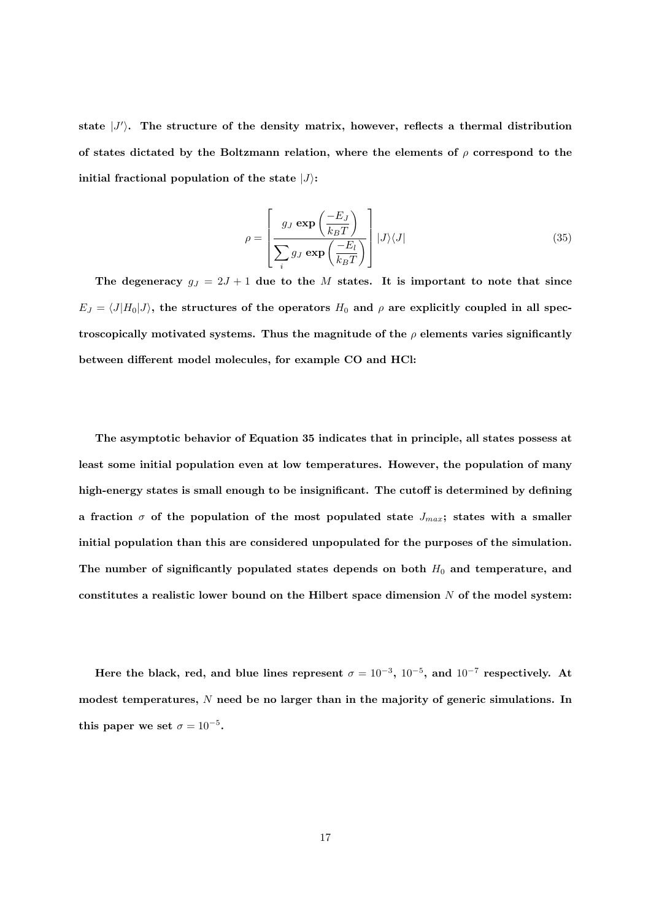state $|J'\rangle$. The structure of the density matrix, however, reflects a thermal distribution of states dictated by the Boltzmann relation, where the elements of $\rho$ correspond to the initial fractional population of the state $|J\rangle$:

$$\rho = \left[ \frac{g_J \exp\left(\frac{-E_J}{k_B T}\right)}{\sum_i g_J \exp\left(\frac{-E_l}{k_B T}\right)} \right] |J\rangle\langle J| \tag{35}$$

The degeneracy $g_J = 2J + 1$ due to the $M$ states. It is important to note that since $E_J = \langle J|H_0|J\rangle$, the structures of the operators $H_0$ and $\rho$ are explicitly coupled in all spectroscopically motivated systems. Thus the magnitude of the $\rho$ elements varies significantly between different model molecules, for example CO and HCl:

The asymptotic behavior of Equation 35 indicates that in principle, all states possess at least some initial population even at low temperatures. However, the population of many high-energy states is small enough to be insignificant. The cutoff is determined by defining a fraction $\sigma$ of the population of the most populated state $J_{max}$; states with a smaller initial population than this are considered unpopulated for the purposes of the simulation. The number of significantly populated states depends on both $H_0$ and temperature, and constitutes a realistic lower bound on the Hilbert space dimension $N$ of the model system:

Here the black, red, and blue lines represent $\sigma = 10^{-3}$, $10^{-5}$, and $10^{-7}$ respectively. At modest temperatures, $N$ need be no larger than in the majority of generic simulations. In this paper we set $\sigma = 10^{-5}$.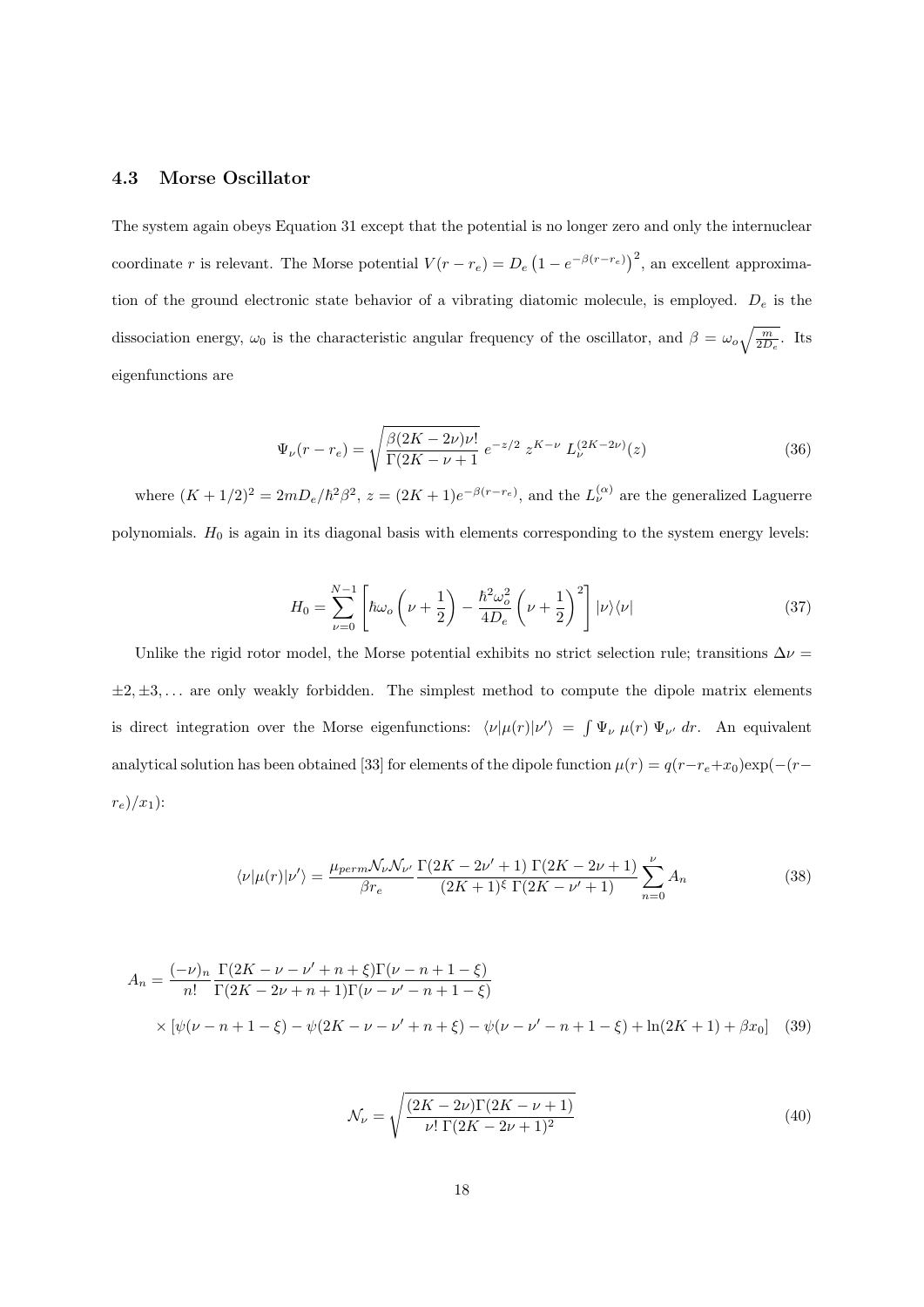### 4.3 Morse Oscillator

The system again obeys Equation 31 except that the potential is no longer zero and only the internuclear coordinate $r$ is relevant. The Morse potential $V(r - r_e) = D_e \left(1 - e^{-\beta(r-r_e)}\right)^2$, an excellent approximation of the ground electronic state behavior of a vibrating diatomic molecule, is employed. $D_e$ is the dissociation energy, $\omega_0$ is the characteristic angular frequency of the oscillator, and $\beta = \omega_o \sqrt{\frac{m}{2D_e}}$. Its eigenfunctions are

$$\Psi_\nu(r - r_e) = \sqrt{\frac{\beta(2K - 2\nu)\nu!}{\Gamma(2K - \nu + 1}} \; e^{-z/2} \; z^{K-\nu} \; L_\nu^{(2K-2\nu)}(z) \tag{36}$$

where $(K + 1/2)^2 = 2mD_e/\hbar^2\beta^2$, $z = (2K+1)e^{-\beta(r-r_e)}$, and the $L_\nu^{(\alpha)}$ are the generalized Laguerre polynomials. $H_0$ is again in its diagonal basis with elements corresponding to the system energy levels:

$$H_0 = \sum_{\nu=0}^{N-1} \left[ \hbar\omega_o \left(\nu + \frac{1}{2}\right) - \frac{\hbar^2\omega_o^2}{4D_e}\left(\nu + \frac{1}{2}\right)^2 \right] |\nu\rangle\langle\nu| \tag{37}$$

Unlike the rigid rotor model, the Morse potential exhibits no strict selection rule; transitions $\Delta\nu = \pm 2, \pm 3, \ldots$ are only weakly forbidden. The simplest method to compute the dipole matrix elements is direct integration over the Morse eigenfunctions: $\langle\nu|\mu(r)|\nu'\rangle = \int \Psi_\nu \; \mu(r) \; \Psi_{\nu'} \; dr$. An equivalent analytical solution has been obtained [33] for elements of the dipole function $\mu(r) = q(r - r_e + x_0)\exp(-(r - r_e)/x_1)$:

$$\langle\nu|\mu(r)|\nu'\rangle = \frac{\mu_{perm}\mathcal{N}_\nu\mathcal{N}_{\nu'}}{\beta r_e} \frac{\Gamma(2K - 2\nu' + 1) \; \Gamma(2K - 2\nu + 1)}{(2K+1)^\xi \; \Gamma(2K - \nu' + 1)} \sum_{n=0}^{\nu} A_n \tag{38}$$

$$\begin{aligned} A_n = \; & \frac{(-\nu)_n}{n!} \frac{\Gamma(2K - \nu - \nu' + n + \xi)\Gamma(\nu - n + 1 - \xi)}{\Gamma(2K - 2\nu + n + 1)\Gamma(\nu - \nu' - n + 1 - \xi)} \\ & \times \left[\psi(\nu - n + 1 - \xi) - \psi(2K - \nu - \nu' + n + \xi) - \psi(\nu - \nu' - n + 1 - \xi) + \ln(2K+1) + \beta x_0\right] \end{aligned} \tag{39}$$

$$\mathcal{N}_\nu = \sqrt{\frac{(2K - 2\nu)\Gamma(2K - \nu + 1)}{\nu! \; \Gamma(2K - 2\nu + 1)^2}} \tag{40}$$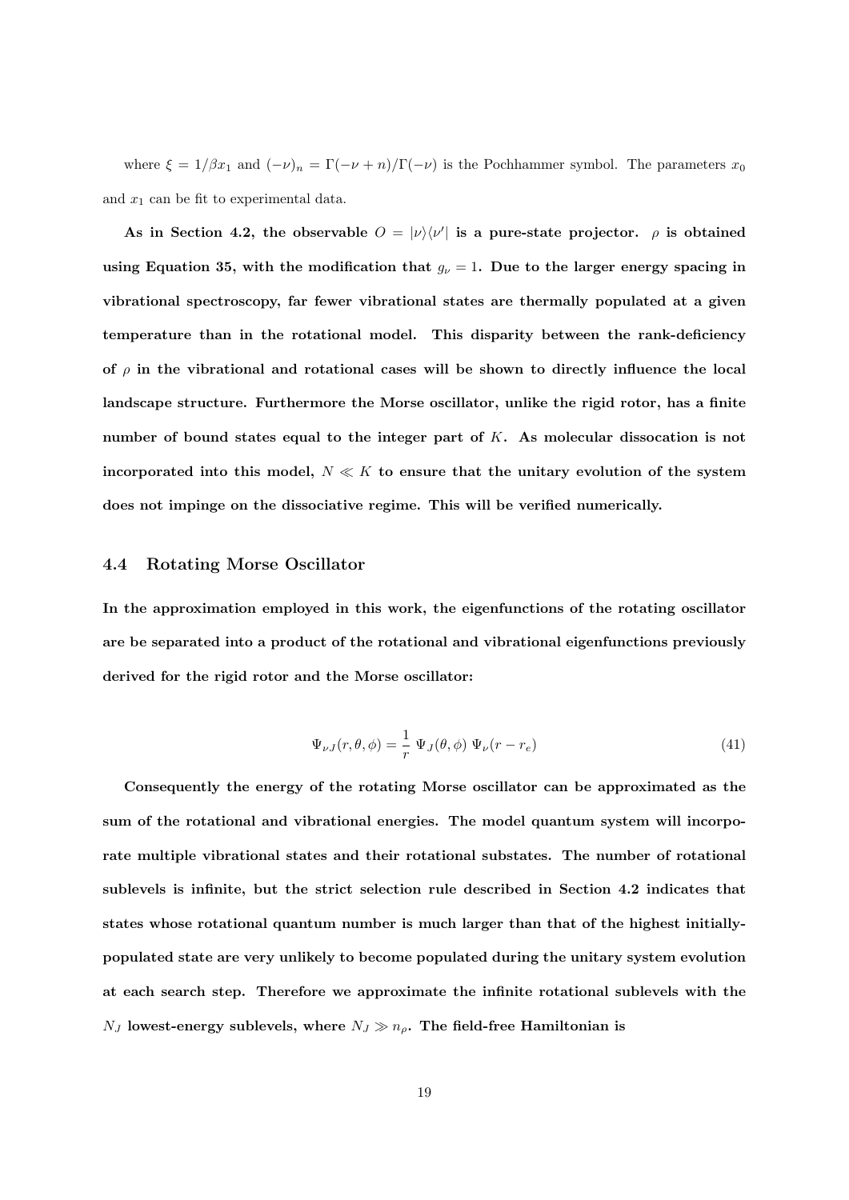where $\xi = 1/\beta x_1$ and $(-\nu)_n = \Gamma(-\nu + n)/\Gamma(-\nu)$ is the Pochhammer symbol. The parameters $x_0$ and $x_1$ can be fit to experimental data.

**As in Section 4.2, the observable $O = |\nu\rangle\langle\nu'|$ is a pure-state projector. $\rho$ is obtained using Equation 35, with the modification that $g_\nu = 1$. Due to the larger energy spacing in vibrational spectroscopy, far fewer vibrational states are thermally populated at a given temperature than in the rotational model. This disparity between the rank-deficiency of $\rho$ in the vibrational and rotational cases will be shown to directly influence the local landscape structure. Furthermore the Morse oscillator, unlike the rigid rotor, has a finite number of bound states equal to the integer part of $K$. As molecular dissocation is not incorporated into this model, $N \ll K$ to ensure that the unitary evolution of the system does not impinge on the dissociative regime. This will be verified numerically.**

## 4.4 Rotating Morse Oscillator

**In the approximation employed in this work, the eigenfunctions of the rotating oscillator are be separated into a product of the rotational and vibrational eigenfunctions previously derived for the rigid rotor and the Morse oscillator:**

$$\Psi_{\nu J}(r, \theta, \phi) = \frac{1}{r}\ \Psi_J(\theta, \phi)\ \Psi_\nu(r - r_e) \tag{41}$$

**Consequently the energy of the rotating Morse oscillator can be approximated as the sum of the rotational and vibrational energies. The model quantum system will incorporate multiple vibrational states and their rotational substates. The number of rotational sublevels is infinite, but the strict selection rule described in Section 4.2 indicates that states whose rotational quantum number is much larger than that of the highest initially-populated state are very unlikely to become populated during the unitary system evolution at each search step. Therefore we approximate the infinite rotational sublevels with the $N_J$ lowest-energy sublevels, where $N_J \gg n_\rho$. The field-free Hamiltonian is**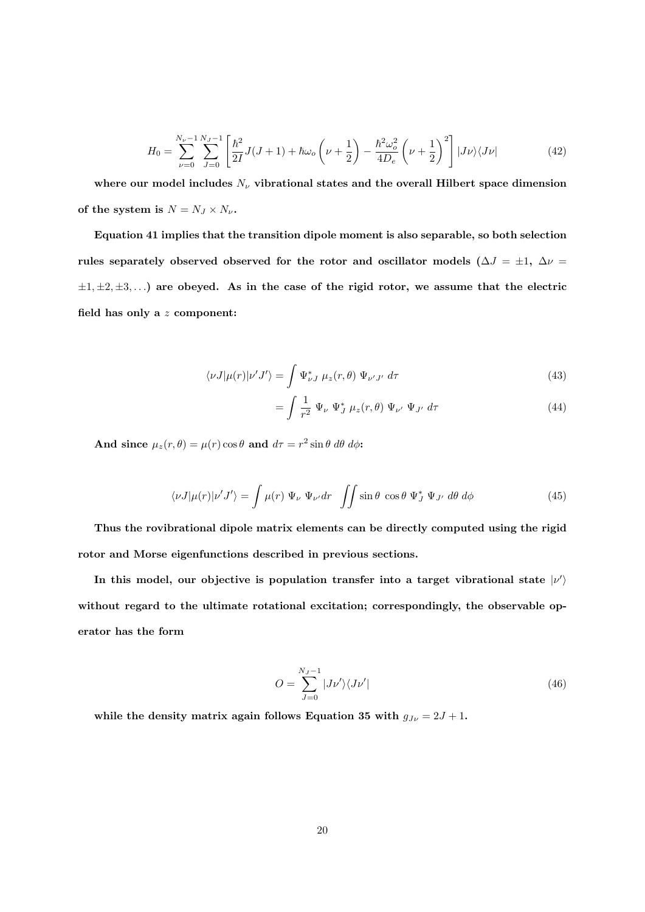$$H_0 = \sum_{\nu=0}^{N_\nu - 1} \sum_{J=0}^{N_J - 1} \left[ \frac{\hbar^2}{2I} J(J+1) + \hbar\omega_o \left( \nu + \frac{1}{2} \right) - \frac{\hbar^2 \omega_o^2}{4D_e} \left( \nu + \frac{1}{2} \right)^2 \right] |J\nu\rangle\langle J\nu| \tag{42}$$

where our model includes $N_\nu$ vibrational states and the overall Hilbert space dimension of the system is $N = N_J \times N_\nu$.

Equation 41 implies that the transition dipole moment is also separable, so both selection rules separately observed observed for the rotor and oscillator models ($\Delta J = \pm 1$, $\Delta\nu = \pm 1, \pm 2, \pm 3, \ldots$) are obeyed. As in the case of the rigid rotor, we assume that the electric field has only a $z$ component:

$$\langle \nu J | \mu(r) | \nu' J' \rangle = \int \Psi_{\nu J}^* \; \mu_z(r, \theta) \; \Psi_{\nu' J'} \; d\tau \tag{43}$$

$$= \int \frac{1}{r^2} \; \Psi_\nu \; \Psi_J^* \; \mu_z(r, \theta) \; \Psi_{\nu'} \; \Psi_{J'} \; d\tau \tag{44}$$

And since $\mu_z(r, \theta) = \mu(r) \cos\theta$ and $d\tau = r^2 \sin\theta \; d\theta \; d\phi$:

$$\langle \nu J | \mu(r) | \nu' J' \rangle = \int \mu(r) \; \Psi_\nu \; \Psi_{\nu'} dr \quad \iint \sin\theta \; \cos\theta \; \Psi_J^* \; \Psi_{J'} \; d\theta \; d\phi \tag{45}$$

Thus the rovibrational dipole matrix elements can be directly computed using the rigid rotor and Morse eigenfunctions described in previous sections.

In this model, our objective is population transfer into a target vibrational state $|\nu'\rangle$ without regard to the ultimate rotational excitation; correspondingly, the observable operator has the form

$$O = \sum_{J=0}^{N_J - 1} |J\nu'\rangle\langle J\nu'| \tag{46}$$

while the density matrix again follows Equation 35 with $g_{J\nu} = 2J + 1$.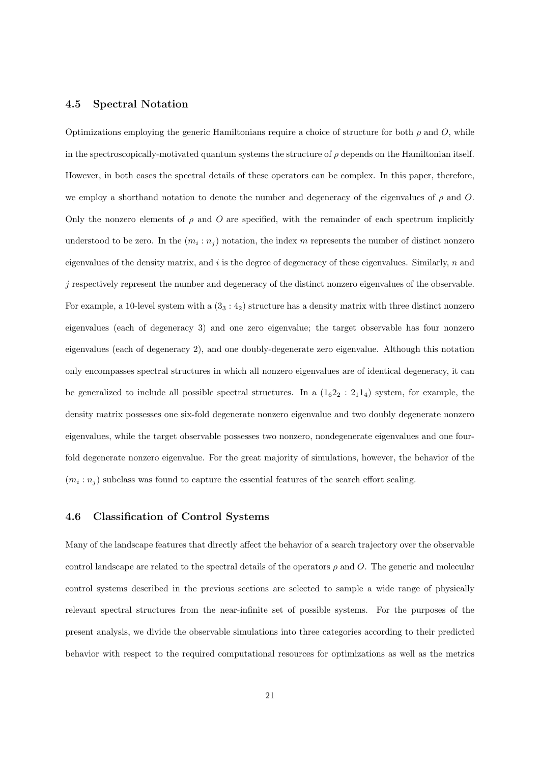### 4.5 Spectral Notation

Optimizations employing the generic Hamiltonians require a choice of structure for both $\rho$ and $O$, while in the spectroscopically-motivated quantum systems the structure of $\rho$ depends on the Hamiltonian itself. However, in both cases the spectral details of these operators can be complex. In this paper, therefore, we employ a shorthand notation to denote the number and degeneracy of the eigenvalues of $\rho$ and $O$. Only the nonzero elements of $\rho$ and $O$ are specified, with the remainder of each spectrum implicitly understood to be zero. In the $(m_i : n_j)$ notation, the index $m$ represents the number of distinct nonzero eigenvalues of the density matrix, and $i$ is the degree of degeneracy of these eigenvalues. Similarly, $n$ and $j$ respectively represent the number and degeneracy of the distinct nonzero eigenvalues of the observable. For example, a 10-level system with a $(3_3 : 4_2)$ structure has a density matrix with three distinct nonzero eigenvalues (each of degeneracy 3) and one zero eigenvalue; the target observable has four nonzero eigenvalues (each of degeneracy 2), and one doubly-degenerate zero eigenvalue. Although this notation only encompasses spectral structures in which all nonzero eigenvalues are of identical degeneracy, it can be generalized to include all possible spectral structures. In a $(1_6 2_2 : 2_1 1_4)$ system, for example, the density matrix possesses one six-fold degenerate nonzero eigenvalue and two doubly degenerate nonzero eigenvalues, while the target observable possesses two nonzero, nondegenerate eigenvalues and one four-fold degenerate nonzero eigenvalue. For the great majority of simulations, however, the behavior of the $(m_i : n_j)$ subclass was found to capture the essential features of the search effort scaling.

### 4.6 Classification of Control Systems

Many of the landscape features that directly affect the behavior of a search trajectory over the observable control landscape are related to the spectral details of the operators $\rho$ and $O$. The generic and molecular control systems described in the previous sections are selected to sample a wide range of physically relevant spectral structures from the near-infinite set of possible systems. For the purposes of the present analysis, we divide the observable simulations into three categories according to their predicted behavior with respect to the required computational resources for optimizations as well as the metrics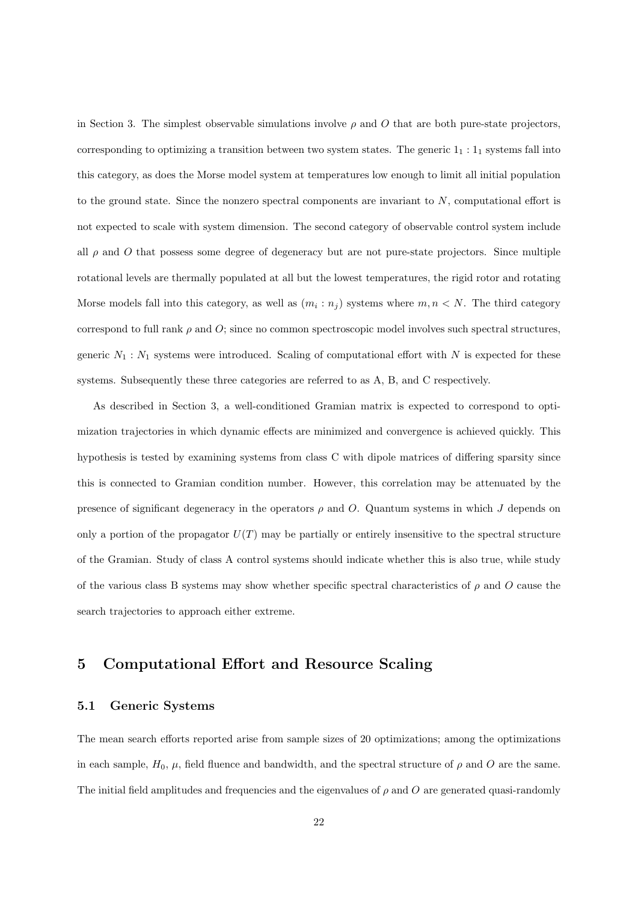in Section 3. The simplest observable simulations involve $\rho$ and $O$ that are both pure-state projectors, corresponding to optimizing a transition between two system states. The generic $1_1 : 1_1$ systems fall into this category, as does the Morse model system at temperatures low enough to limit all initial population to the ground state. Since the nonzero spectral components are invariant to $N$, computational effort is not expected to scale with system dimension. The second category of observable control system include all $\rho$ and $O$ that possess some degree of degeneracy but are not pure-state projectors. Since multiple rotational levels are thermally populated at all but the lowest temperatures, the rigid rotor and rotating Morse models fall into this category, as well as $(m_i : n_j)$ systems where $m, n < N$. The third category correspond to full rank $\rho$ and $O$; since no common spectroscopic model involves such spectral structures, generic $N_1 : N_1$ systems were introduced. Scaling of computational effort with $N$ is expected for these systems. Subsequently these three categories are referred to as A, B, and C respectively.

As described in Section 3, a well-conditioned Gramian matrix is expected to correspond to optimization trajectories in which dynamic effects are minimized and convergence is achieved quickly. This hypothesis is tested by examining systems from class C with dipole matrices of differing sparsity since this is connected to Gramian condition number. However, this correlation may be attenuated by the presence of significant degeneracy in the operators $\rho$ and $O$. Quantum systems in which $J$ depends on only a portion of the propagator $U(T)$ may be partially or entirely insensitive to the spectral structure of the Gramian. Study of class A control systems should indicate whether this is also true, while study of the various class B systems may show whether specific spectral characteristics of $\rho$ and $O$ cause the search trajectories to approach either extreme.

## 5 Computational Effort and Resource Scaling

### 5.1 Generic Systems

The mean search efforts reported arise from sample sizes of 20 optimizations; among the optimizations in each sample, $H_0$, $\mu$, field fluence and bandwidth, and the spectral structure of $\rho$ and $O$ are the same. The initial field amplitudes and frequencies and the eigenvalues of $\rho$ and $O$ are generated quasi-randomly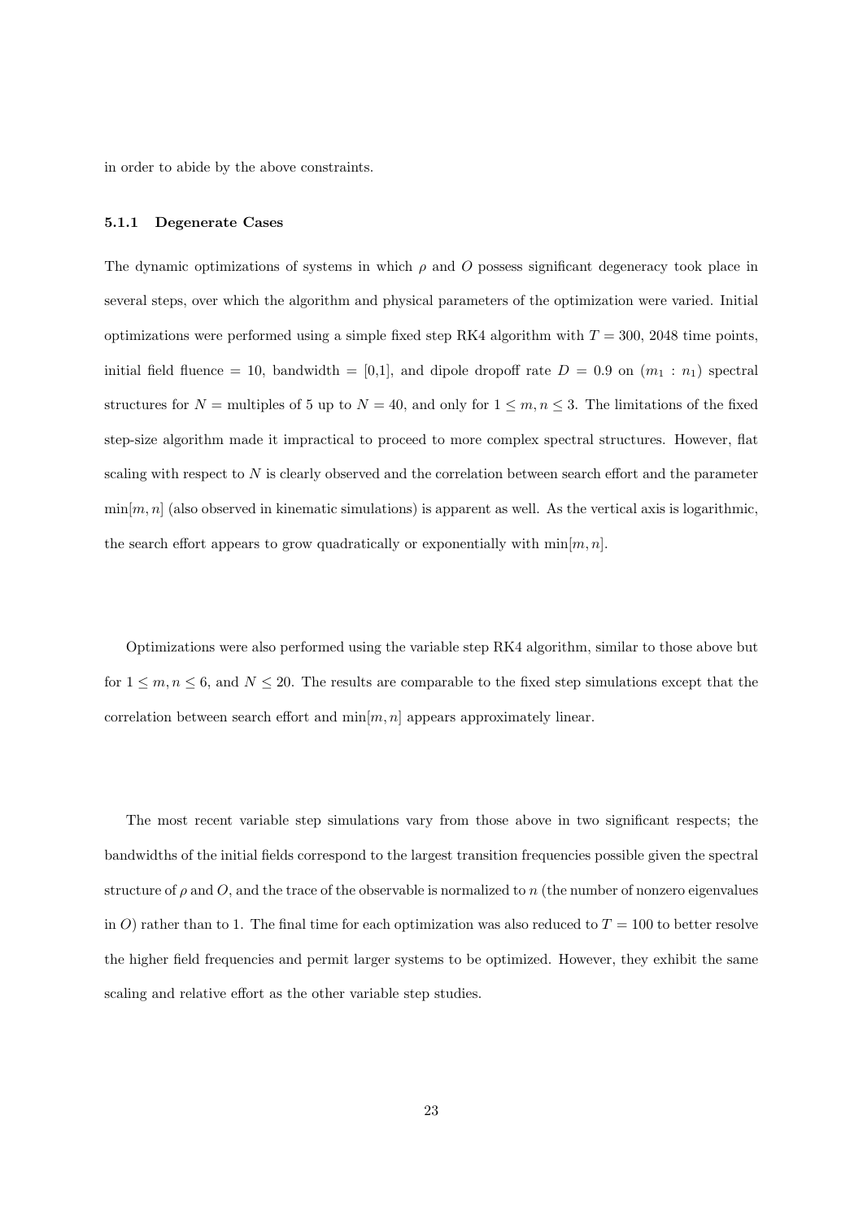in order to abide by the above constraints.

#### 5.1.1 Degenerate Cases

The dynamic optimizations of systems in which $\rho$ and $O$ possess significant degeneracy took place in several steps, over which the algorithm and physical parameters of the optimization were varied. Initial optimizations were performed using a simple fixed step RK4 algorithm with $T = 300$, 2048 time points, initial field fluence = 10, bandwidth = [0,1], and dipole dropoff rate $D = 0.9$ on $(m_1 : n_1)$ spectral structures for $N$ = multiples of 5 up to $N = 40$, and only for $1 \leq m, n \leq 3$. The limitations of the fixed step-size algorithm made it impractical to proceed to more complex spectral structures. However, flat scaling with respect to $N$ is clearly observed and the correlation between search effort and the parameter $\min[m, n]$ (also observed in kinematic simulations) is apparent as well. As the vertical axis is logarithmic, the search effort appears to grow quadratically or exponentially with $\min[m, n]$.

Optimizations were also performed using the variable step RK4 algorithm, similar to those above but for $1 \leq m, n \leq 6$, and $N \leq 20$. The results are comparable to the fixed step simulations except that the correlation between search effort and $\min[m, n]$ appears approximately linear.

The most recent variable step simulations vary from those above in two significant respects; the bandwidths of the initial fields correspond to the largest transition frequencies possible given the spectral structure of $\rho$ and $O$, and the trace of the observable is normalized to $n$ (the number of nonzero eigenvalues in $O$) rather than to 1. The final time for each optimization was also reduced to $T = 100$ to better resolve the higher field frequencies and permit larger systems to be optimized. However, they exhibit the same scaling and relative effort as the other variable step studies.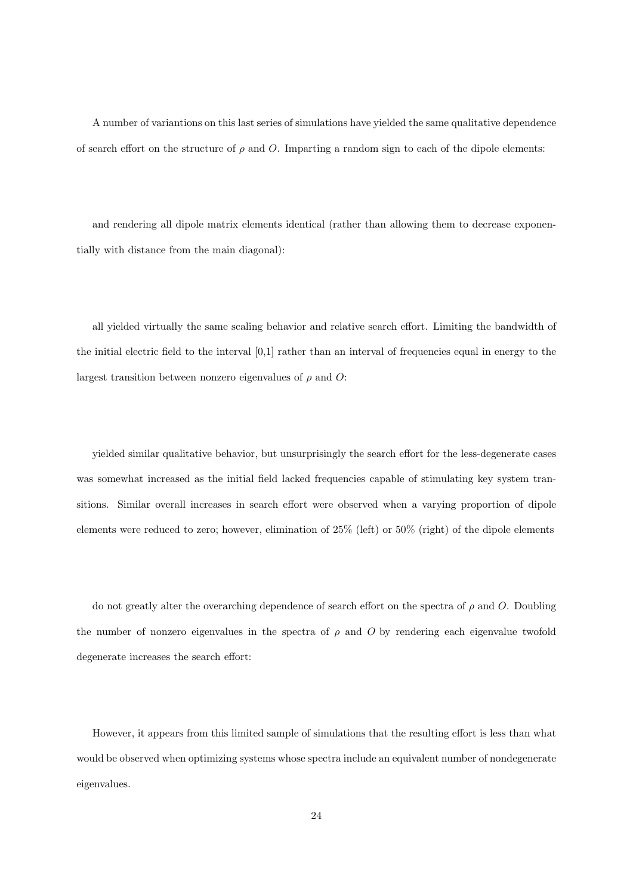A number of variantions on this last series of simulations have yielded the same qualitative dependence of search effort on the structure of $\rho$ and $O$. Imparting a random sign to each of the dipole elements:

and rendering all dipole matrix elements identical (rather than allowing them to decrease exponentially with distance from the main diagonal):

all yielded virtually the same scaling behavior and relative search effort. Limiting the bandwidth of the initial electric field to the interval [0,1] rather than an interval of frequencies equal in energy to the largest transition between nonzero eigenvalues of $\rho$ and $O$:

yielded similar qualitative behavior, but unsurprisingly the search effort for the less-degenerate cases was somewhat increased as the initial field lacked frequencies capable of stimulating key system transitions. Similar overall increases in search effort were observed when a varying proportion of dipole elements were reduced to zero; however, elimination of 25% (left) or 50% (right) of the dipole elements

do not greatly alter the overarching dependence of search effort on the spectra of $\rho$ and $O$. Doubling the number of nonzero eigenvalues in the spectra of $\rho$ and $O$ by rendering each eigenvalue twofold degenerate increases the search effort:

However, it appears from this limited sample of simulations that the resulting effort is less than what would be observed when optimizing systems whose spectra include an equivalent number of nondegenerate eigenvalues.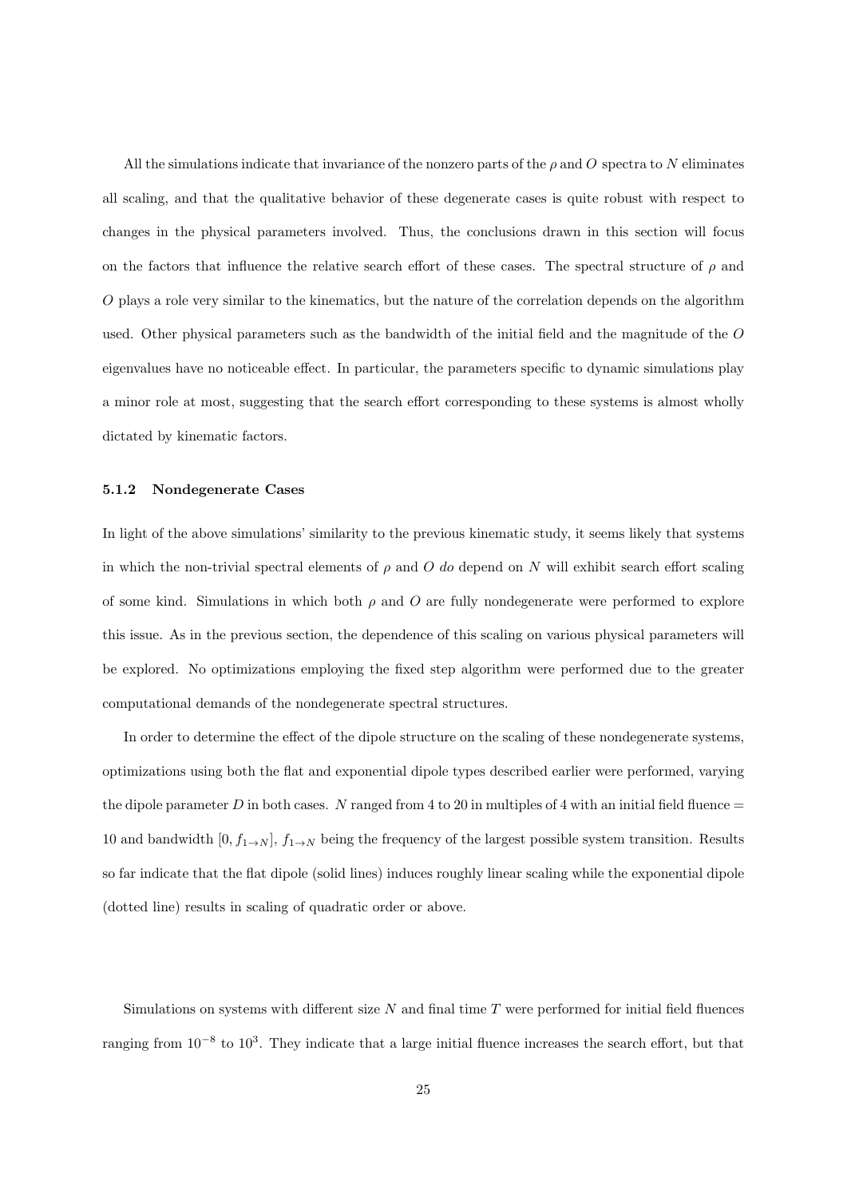All the simulations indicate that invariance of the nonzero parts of the $\rho$ and $O$ spectra to $N$ eliminates all scaling, and that the qualitative behavior of these degenerate cases is quite robust with respect to changes in the physical parameters involved. Thus, the conclusions drawn in this section will focus on the factors that influence the relative search effort of these cases. The spectral structure of $\rho$ and $O$ plays a role very similar to the kinematics, but the nature of the correlation depends on the algorithm used. Other physical parameters such as the bandwidth of the initial field and the magnitude of the $O$ eigenvalues have no noticeable effect. In particular, the parameters specific to dynamic simulations play a minor role at most, suggesting that the search effort corresponding to these systems is almost wholly dictated by kinematic factors.

### 5.1.2 Nondegenerate Cases

In light of the above simulations' similarity to the previous kinematic study, it seems likely that systems in which the non-trivial spectral elements of $\rho$ and $O$ *do* depend on $N$ will exhibit search effort scaling of some kind. Simulations in which both $\rho$ and $O$ are fully nondegenerate were performed to explore this issue. As in the previous section, the dependence of this scaling on various physical parameters will be explored. No optimizations employing the fixed step algorithm were performed due to the greater computational demands of the nondegenerate spectral structures.

In order to determine the effect of the dipole structure on the scaling of these nondegenerate systems, optimizations using both the flat and exponential dipole types described earlier were performed, varying the dipole parameter $D$ in both cases. $N$ ranged from 4 to 20 in multiples of 4 with an initial field fluence = 10 and bandwidth $[0, f_{1\to N}]$, $f_{1\to N}$ being the frequency of the largest possible system transition. Results so far indicate that the flat dipole (solid lines) induces roughly linear scaling while the exponential dipole (dotted line) results in scaling of quadratic order or above.

Simulations on systems with different size $N$ and final time $T$ were performed for initial field fluences ranging from $10^{-8}$ to $10^{3}$. They indicate that a large initial fluence increases the search effort, but that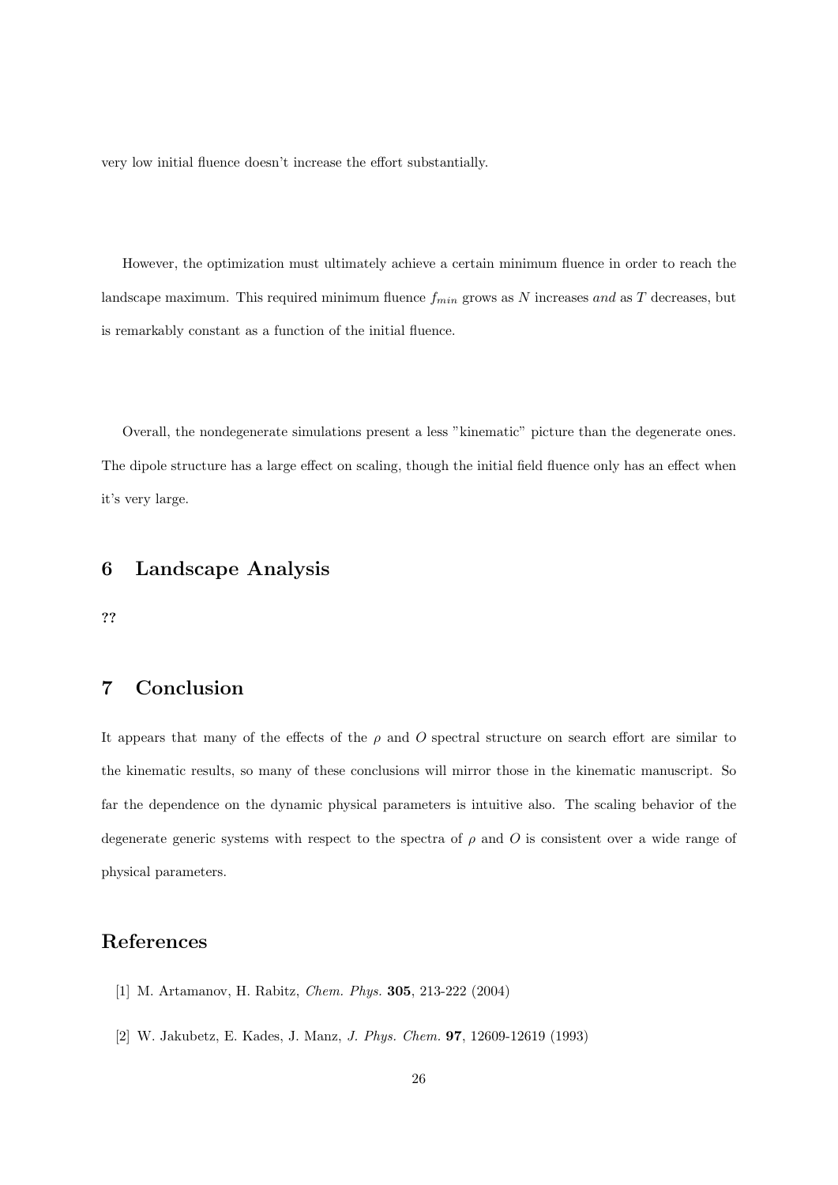very low initial fluence doesn't increase the effort substantially.

However, the optimization must ultimately achieve a certain minimum fluence in order to reach the landscape maximum. This required minimum fluence $f_{min}$ grows as $N$ increases *and* as $T$ decreases, but is remarkably constant as a function of the initial fluence.

Overall, the nondegenerate simulations present a less "kinematic" picture than the degenerate ones. The dipole structure has a large effect on scaling, though the initial field fluence only has an effect when it's very large.

## 6 Landscape Analysis

??

## 7 Conclusion

It appears that many of the effects of the $\rho$ and $O$ spectral structure on search effort are similar to the kinematic results, so many of these conclusions will mirror those in the kinematic manuscript. So far the dependence on the dynamic physical parameters is intuitive also. The scaling behavior of the degenerate generic systems with respect to the spectra of $\rho$ and $O$ is consistent over a wide range of physical parameters.

## References

[1] M. Artamanov, H. Rabitz, *Chem. Phys.* **305**, 213-222 (2004)

[2] W. Jakubetz, E. Kades, J. Manz, *J. Phys. Chem.* **97**, 12609-12619 (1993)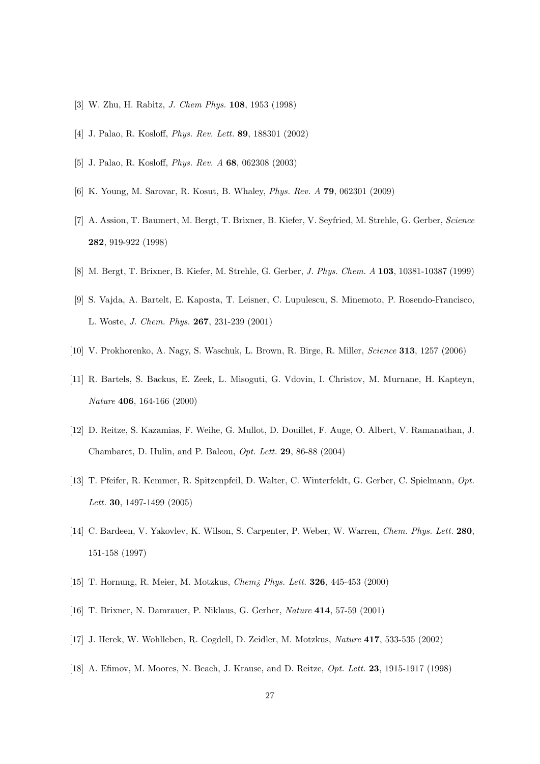[3] W. Zhu, H. Rabitz, *J. Chem Phys.* **108**, 1953 (1998)

[4] J. Palao, R. Kosloff, *Phys. Rev. Lett.* **89**, 188301 (2002)

[5] J. Palao, R. Kosloff, *Phys. Rev. A* **68**, 062308 (2003)

[6] K. Young, M. Sarovar, R. Kosut, B. Whaley, *Phys. Rev. A* **79**, 062301 (2009)

[7] A. Assion, T. Baumert, M. Bergt, T. Brixner, B. Kiefer, V. Seyfried, M. Strehle, G. Gerber, *Science* **282**, 919-922 (1998)

[8] M. Bergt, T. Brixner, B. Kiefer, M. Strehle, G. Gerber, *J. Phys. Chem. A* **103**, 10381-10387 (1999)

[9] S. Vajda, A. Bartelt, E. Kaposta, T. Leisner, C. Lupulescu, S. Minemoto, P. Rosendo-Francisco, L. Woste, *J. Chem. Phys.* **267**, 231-239 (2001)

[10] V. Prokhorenko, A. Nagy, S. Waschuk, L. Brown, R. Birge, R. Miller, *Science* **313**, 1257 (2006)

[11] R. Bartels, S. Backus, E. Zeek, L. Misoguti, G. Vdovin, I. Christov, M. Murnane, H. Kapteyn, *Nature* **406**, 164-166 (2000)

[12] D. Reitze, S. Kazamias, F. Weihe, G. Mullot, D. Douillet, F. Auge, O. Albert, V. Ramanathan, J. Chambaret, D. Hulin, and P. Balcou, *Opt. Lett.* **29**, 86-88 (2004)

[13] T. Pfeifer, R. Kemmer, R. Spitzenpfeil, D. Walter, C. Winterfeldt, G. Gerber, C. Spielmann, *Opt. Lett.* **30**, 1497-1499 (2005)

[14] C. Bardeen, V. Yakovlev, K. Wilson, S. Carpenter, P. Weber, W. Warren, *Chem. Phys. Lett.* **280**, 151-158 (1997)

[15] T. Hornung, R. Meier, M. Motzkus, *Chem¿ Phys. Lett.* **326**, 445-453 (2000)

[16] T. Brixner, N. Damrauer, P. Niklaus, G. Gerber, *Nature* **414**, 57-59 (2001)

[17] J. Herek, W. Wohlleben, R. Cogdell, D. Zeidler, M. Motzkus, *Nature* **417**, 533-535 (2002)

[18] A. Efimov, M. Moores, N. Beach, J. Krause, and D. Reitze, *Opt. Lett.* **23**, 1915-1917 (1998)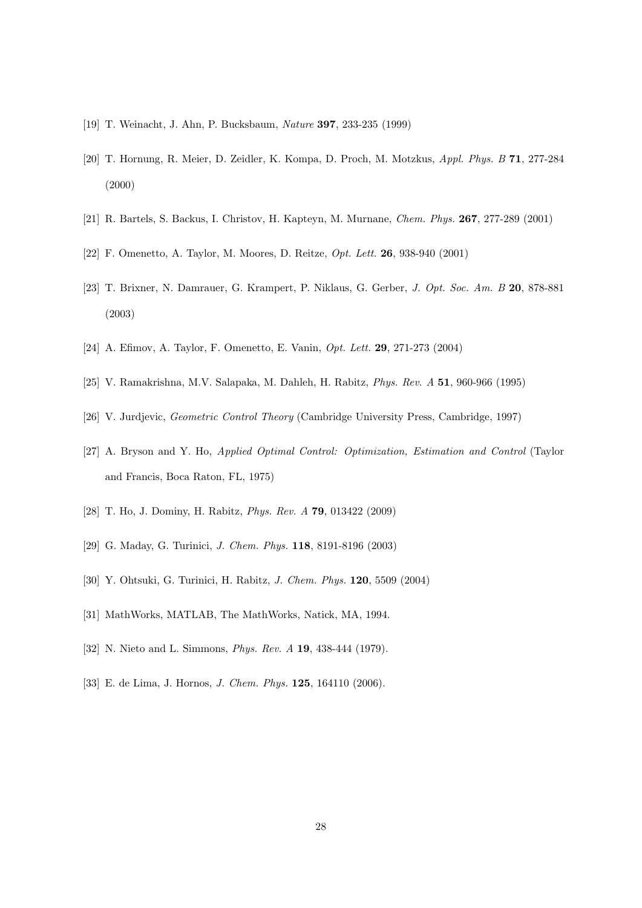[19] T. Weinacht, J. Ahn, P. Bucksbaum, *Nature* **397**, 233-235 (1999)

[20] T. Hornung, R. Meier, D. Zeidler, K. Kompa, D. Proch, M. Motzkus, *Appl. Phys. B* **71**, 277-284 (2000)

[21] R. Bartels, S. Backus, I. Christov, H. Kapteyn, M. Murnane, *Chem. Phys.* **267**, 277-289 (2001)

[22] F. Omenetto, A. Taylor, M. Moores, D. Reitze, *Opt. Lett.* **26**, 938-940 (2001)

[23] T. Brixner, N. Damrauer, G. Krampert, P. Niklaus, G. Gerber, *J. Opt. Soc. Am. B* **20**, 878-881 (2003)

[24] A. Efimov, A. Taylor, F. Omenetto, E. Vanin, *Opt. Lett.* **29**, 271-273 (2004)

[25] V. Ramakrishna, M.V. Salapaka, M. Dahleh, H. Rabitz, *Phys. Rev. A* **51**, 960-966 (1995)

[26] V. Jurdjevic, *Geometric Control Theory* (Cambridge University Press, Cambridge, 1997)

[27] A. Bryson and Y. Ho, *Applied Optimal Control: Optimization, Estimation and Control* (Taylor and Francis, Boca Raton, FL, 1975)

[28] T. Ho, J. Dominy, H. Rabitz, *Phys. Rev. A* **79**, 013422 (2009)

[29] G. Maday, G. Turinici, *J. Chem. Phys.* **118**, 8191-8196 (2003)

[30] Y. Ohtsuki, G. Turinici, H. Rabitz, *J. Chem. Phys.* **120**, 5509 (2004)

[31] MathWorks, MATLAB, The MathWorks, Natick, MA, 1994.

[32] N. Nieto and L. Simmons, *Phys. Rev. A* **19**, 438-444 (1979).

[33] E. de Lima, J. Hornos, *J. Chem. Phys.* **125**, 164110 (2006).